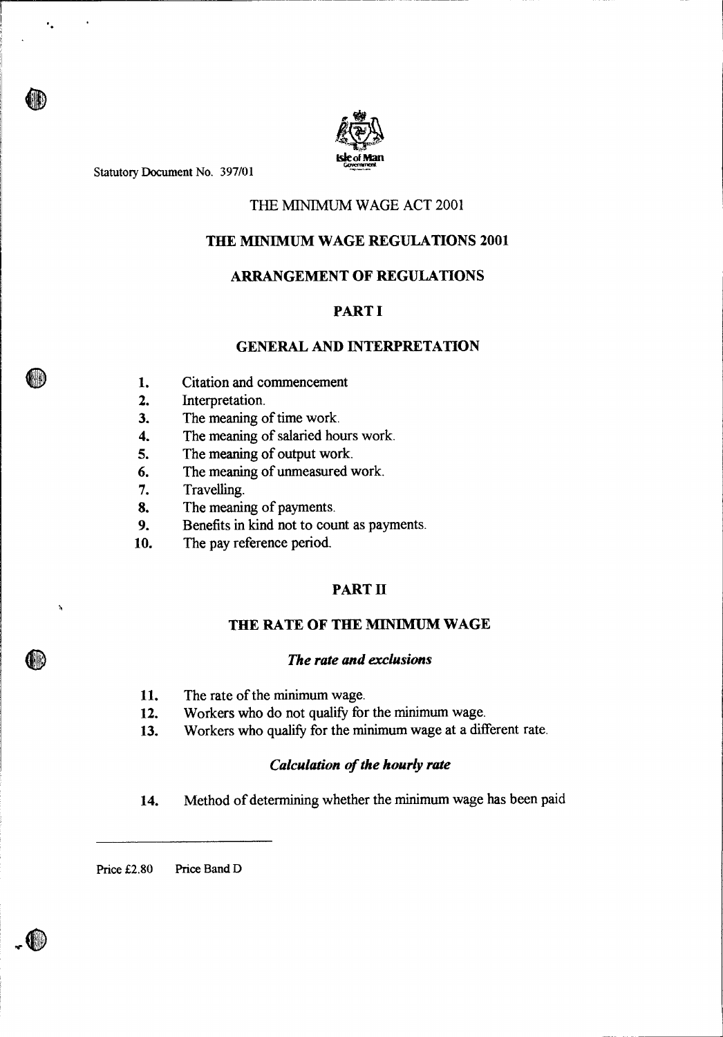Statutory Document No. 397/01

THE MINIMUM WAGE ACT 2001

# THE MINIMUM WAGE REGULATIONS 2001

## ARRANGEMENT OF REGULATIONS

## PART I

## GENERAL AND INTERPRETATION

1. Citation and commencement
2. Interpretation.
3. The meaning of time work.
4. The meaning of salaried hours work.
5. The meaning of output work.
6. The meaning of unmeasured work.
7. Travelling.
8. The meaning of payments.
9. Benefits in kind not to count as payments.
10. The pay reference period.

## PART II

## THE RATE OF THE MINIMUM WAGE

### *The rate and exclusions*

11. The rate of the minimum wage.
12. Workers who do not qualify for the minimum wage.
13. Workers who qualify for the minimum wage at a different rate.

### *Calculation of the hourly rate*

14. Method of determining whether the minimum wage has been paid

Price £2.80 Price Band D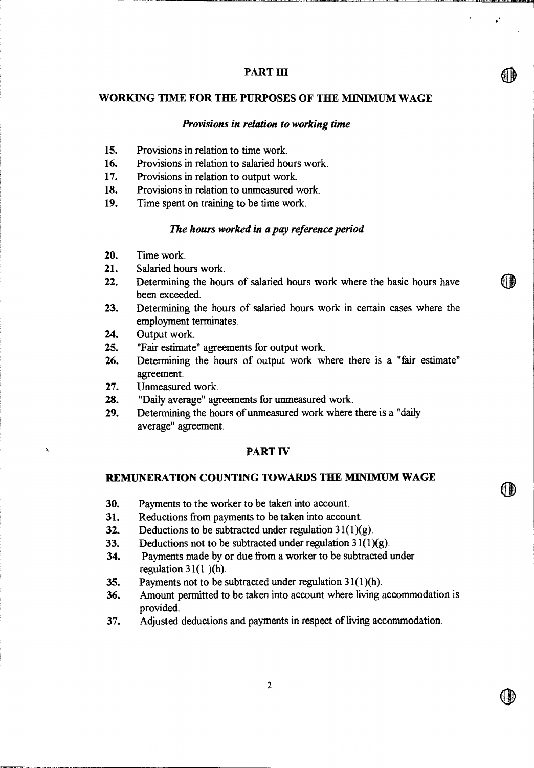## PART III

## WORKING TIME FOR THE PURPOSES OF THE MINIMUM WAGE

### *Provisions in relation to working time*

**15.** Provisions in relation to time work.
**16.** Provisions in relation to salaried hours work.
**17.** Provisions in relation to output work.
**18.** Provisions in relation to unmeasured work.
**19.** Time spent on training to be time work.

### *The hours worked in a pay reference period*

**20.** Time work.
**21.** Salaried hours work.
**22.** Determining the hours of salaried hours work where the basic hours have been exceeded.
**23.** Determining the hours of salaried hours work in certain cases where the employment terminates.
**24.** Output work.
**25.** "Fair estimate" agreements for output work.
**26.** Determining the hours of output work where there is a "fair estimate" agreement.
**27.** Unmeasured work.
**28.** "Daily average" agreements for unmeasured work.
**29.** Determining the hours of unmeasured work where there is a "daily average" agreement.

## PART IV

## REMUNERATION COUNTING TOWARDS THE MINIMUM WAGE

**30.** Payments to the worker to be taken into account.
**31.** Reductions from payments to be taken into account.
**32.** Deductions to be subtracted under regulation 31(1)(g).
**33.** Deductions not to be subtracted under regulation 31(1)(g).
**34.** Payments made by or due from a worker to be subtracted under regulation 31(1 )(h).
**35.** Payments not to be subtracted under regulation 31(1)(h).
**36.** Amount permitted to be taken into account where living accommodation is provided.
**37.** Adjusted deductions and payments in respect of living accommodation.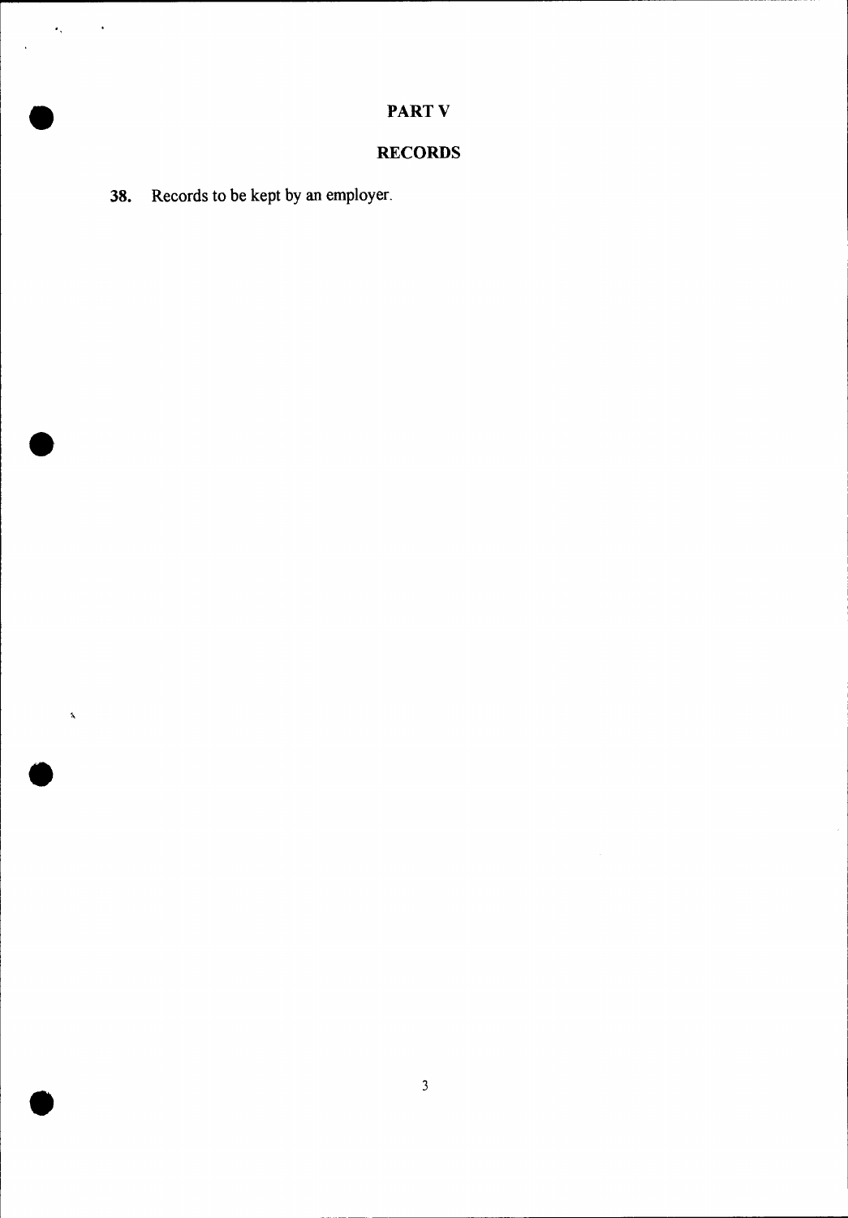## PART V

## RECORDS

**38.** Records to be kept by an employer.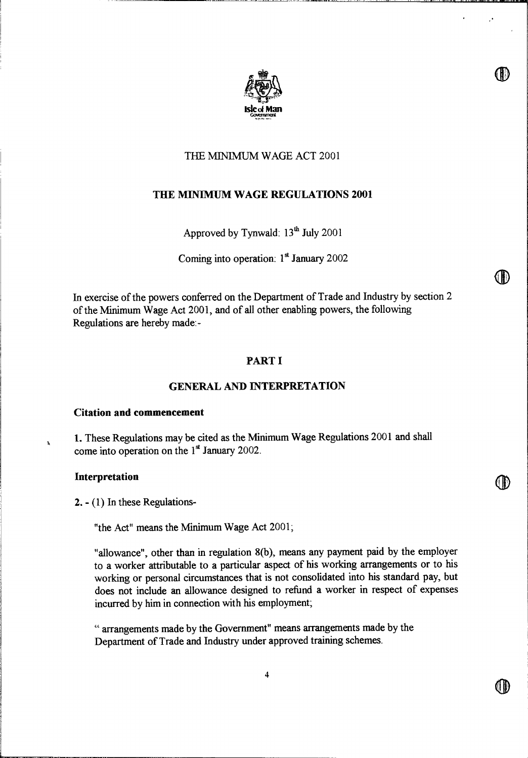THE MINIMUM WAGE ACT 2001

# THE MINIMUM WAGE REGULATIONS 2001

Approved by Tynwald: 13th July 2001

Coming into operation: 1st January 2002

In exercise of the powers conferred on the Department of Trade and Industry by section 2 of the Minimum Wage Act 2001, and of all other enabling powers, the following Regulations are hereby made:-

## PART I

## GENERAL AND INTERPRETATION

### Citation and commencement

**1.** These Regulations may be cited as the Minimum Wage Regulations 2001 and shall come into operation on the 1st January 2002.

### Interpretation

**2.** - (1) In these Regulations-

"the Act" means the Minimum Wage Act 2001;

"allowance", other than in regulation 8(b), means any payment paid by the employer to a worker attributable to a particular aspect of his working arrangements or to his working or personal circumstances that is not consolidated into his standard pay, but does not include an allowance designed to refund a worker in respect of expenses incurred by him in connection with his employment;

"arrangements made by the Government" means arrangements made by the Department of Trade and Industry under approved training schemes.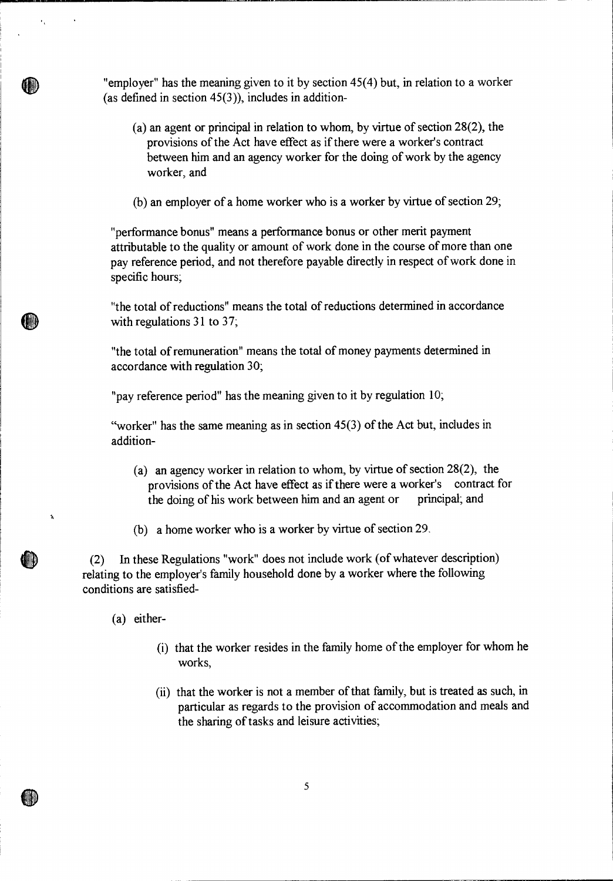"employer" has the meaning given to it by section 45(4) but, in relation to a worker (as defined in section 45(3)), includes in addition-

(a) an agent or principal in relation to whom, by virtue of section 28(2), the provisions of the Act have effect as if there were a worker's contract between him and an agency worker for the doing of work by the agency worker, and

(b) an employer of a home worker who is a worker by virtue of section 29;

"performance bonus" means a performance bonus or other merit payment attributable to the quality or amount of work done in the course of more than one pay reference period, and not therefore payable directly in respect of work done in specific hours;

"the total of reductions" means the total of reductions determined in accordance with regulations 31 to 37;

"the total of remuneration" means the total of money payments determined in accordance with regulation 30;

"pay reference period" has the meaning given to it by regulation 10;

"worker" has the same meaning as in section 45(3) of the Act but, includes in addition-

(a) an agency worker in relation to whom, by virtue of section 28(2), the provisions of the Act have effect as if there were a worker's contract for the doing of his work between him and an agent or principal; and

(b) a home worker who is a worker by virtue of section 29.

(2) In these Regulations "work" does not include work (of whatever description) relating to the employer's family household done by a worker where the following conditions are satisfied-

(a) either-

(i) that the worker resides in the family home of the employer for whom he works,

(ii) that the worker is not a member of that family, but is treated as such, in particular as regards to the provision of accommodation and meals and the sharing of tasks and leisure activities;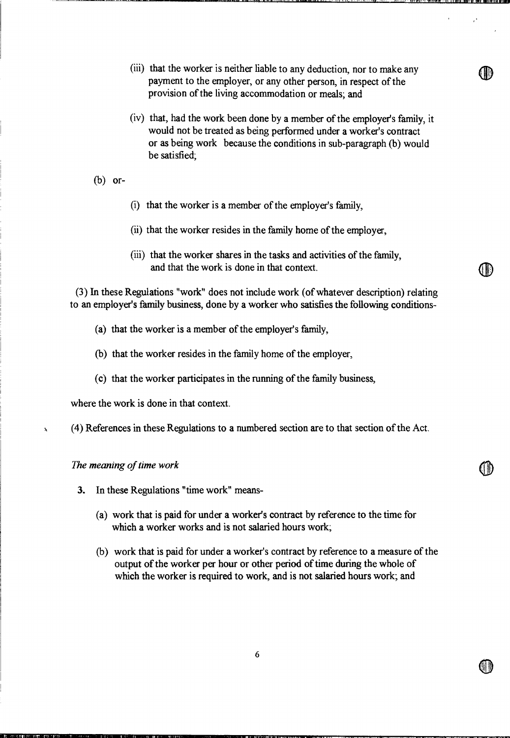(iii) that the worker is neither liable to any deduction, nor to make any payment to the employer, or any other person, in respect of the provision of the living accommodation or meals; and

(iv) that, had the work been done by a member of the employer's family, it would not be treated as being performed under a worker's contract or as being work because the conditions in sub-paragraph (b) would be satisfied;

(b) or-

(i) that the worker is a member of the employer's family,

(ii) that the worker resides in the family home of the employer,

(iii) that the worker shares in the tasks and activities of the family, and that the work is done in that context.

(3) In these Regulations "work" does not include work (of whatever description) relating to an employer's family business, done by a worker who satisfies the following conditions-

(a) that the worker is a member of the employer's family,

(b) that the worker resides in the family home of the employer,

(c) that the worker participates in the running of the family business,

where the work is done in that context.

(4) References in these Regulations to a numbered section are to that section of the Act.

*The meaning of time work*

**3.** In these Regulations "time work" means-

(a) work that is paid for under a worker's contract by reference to the time for which a worker works and is not salaried hours work;

(b) work that is paid for under a worker's contract by reference to a measure of the output of the worker per hour or other period of time during the whole of which the worker is required to work, and is not salaried hours work; and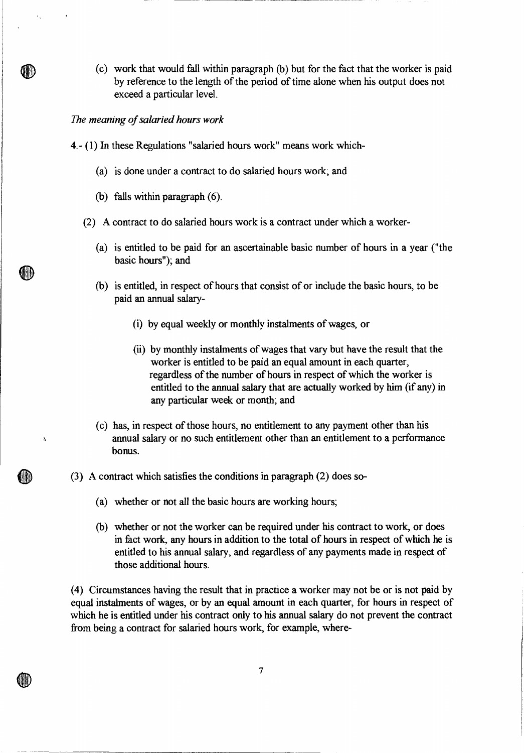(c) work that would fall within paragraph (b) but for the fact that the worker is paid by reference to the length of the period of time alone when his output does not exceed a particular level.

*The meaning of salaried hours work*

4.- (1) In these Regulations "salaried hours work" means work which-

(a) is done under a contract to do salaried hours work; and

(b) falls within paragraph (6).

(2) A contract to do salaried hours work is a contract under which a worker-

(a) is entitled to be paid for an ascertainable basic number of hours in a year ("the basic hours"); and

(b) is entitled, in respect of hours that consist of or include the basic hours, to be paid an annual salary-

(i) by equal weekly or monthly instalments of wages, or

(ii) by monthly instalments of wages that vary but have the result that the worker is entitled to be paid an equal amount in each quarter, regardless of the number of hours in respect of which the worker is entitled to the annual salary that are actually worked by him (if any) in any particular week or month; and

(c) has, in respect of those hours, no entitlement to any payment other than his annual salary or no such entitlement other than an entitlement to a performance bonus.

(3) A contract which satisfies the conditions in paragraph (2) does so-

(a) whether or not all the basic hours are working hours;

(b) whether or not the worker can be required under his contract to work, or does in fact work, any hours in addition to the total of hours in respect of which he is entitled to his annual salary, and regardless of any payments made in respect of those additional hours.

(4) Circumstances having the result that in practice a worker may not be or is not paid by equal instalments of wages, or by an equal amount in each quarter, for hours in respect of which he is entitled under his contract only to his annual salary do not prevent the contract from being a contract for salaried hours work, for example, where-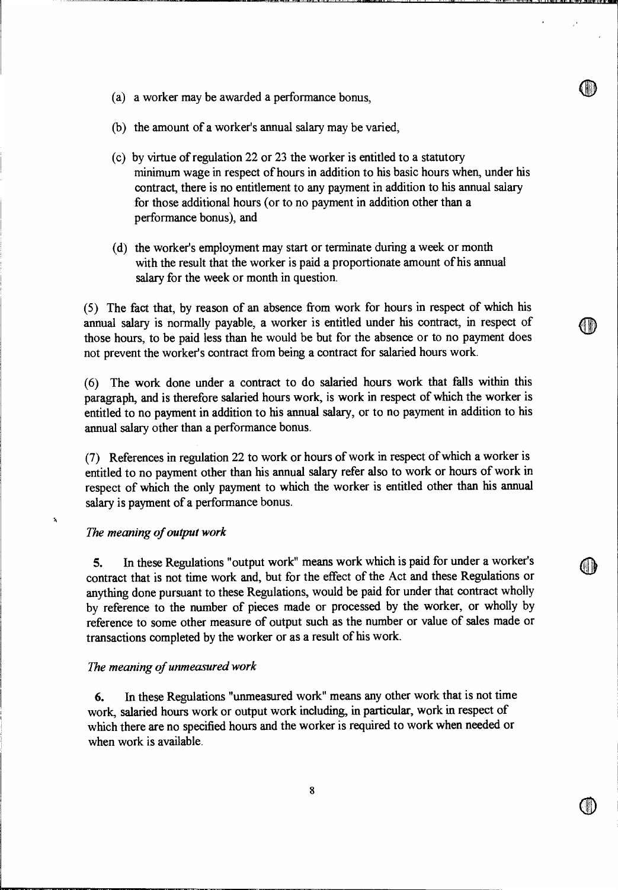(a) a worker may be awarded a performance bonus,

(b) the amount of a worker's annual salary may be varied,

(c) by virtue of regulation 22 or 23 the worker is entitled to a statutory minimum wage in respect of hours in addition to his basic hours when, under his contract, there is no entitlement to any payment in addition to his annual salary for those additional hours (or to no payment in addition other than a performance bonus), and

(d) the worker's employment may start or terminate during a week or month with the result that the worker is paid a proportionate amount of his annual salary for the week or month in question.

(5) The fact that, by reason of an absence from work for hours in respect of which his annual salary is normally payable, a worker is entitled under his contract, in respect of those hours, to be paid less than he would be but for the absence or to no payment does not prevent the worker's contract from being a contract for salaried hours work.

(6) The work done under a contract to do salaried hours work that falls within this paragraph, and is therefore salaried hours work, is work in respect of which the worker is entitled to no payment in addition to his annual salary, or to no payment in addition to his annual salary other than a performance bonus.

(7) References in regulation 22 to work or hours of work in respect of which a worker is entitled to no payment other than his annual salary refer also to work or hours of work in respect of which the only payment to which the worker is entitled other than his annual salary is payment of a performance bonus.

*The meaning of output work*

**5.** In these Regulations "output work" means work which is paid for under a worker's contract that is not time work and, but for the effect of the Act and these Regulations or anything done pursuant to these Regulations, would be paid for under that contract wholly by reference to the number of pieces made or processed by the worker, or wholly by reference to some other measure of output such as the number or value of sales made or transactions completed by the worker or as a result of his work.

*The meaning of unmeasured work*

**6.** In these Regulations "unmeasured work" means any other work that is not time work, salaried hours work or output work including, in particular, work in respect of which there are no specified hours and the worker is required to work when needed or when work is available.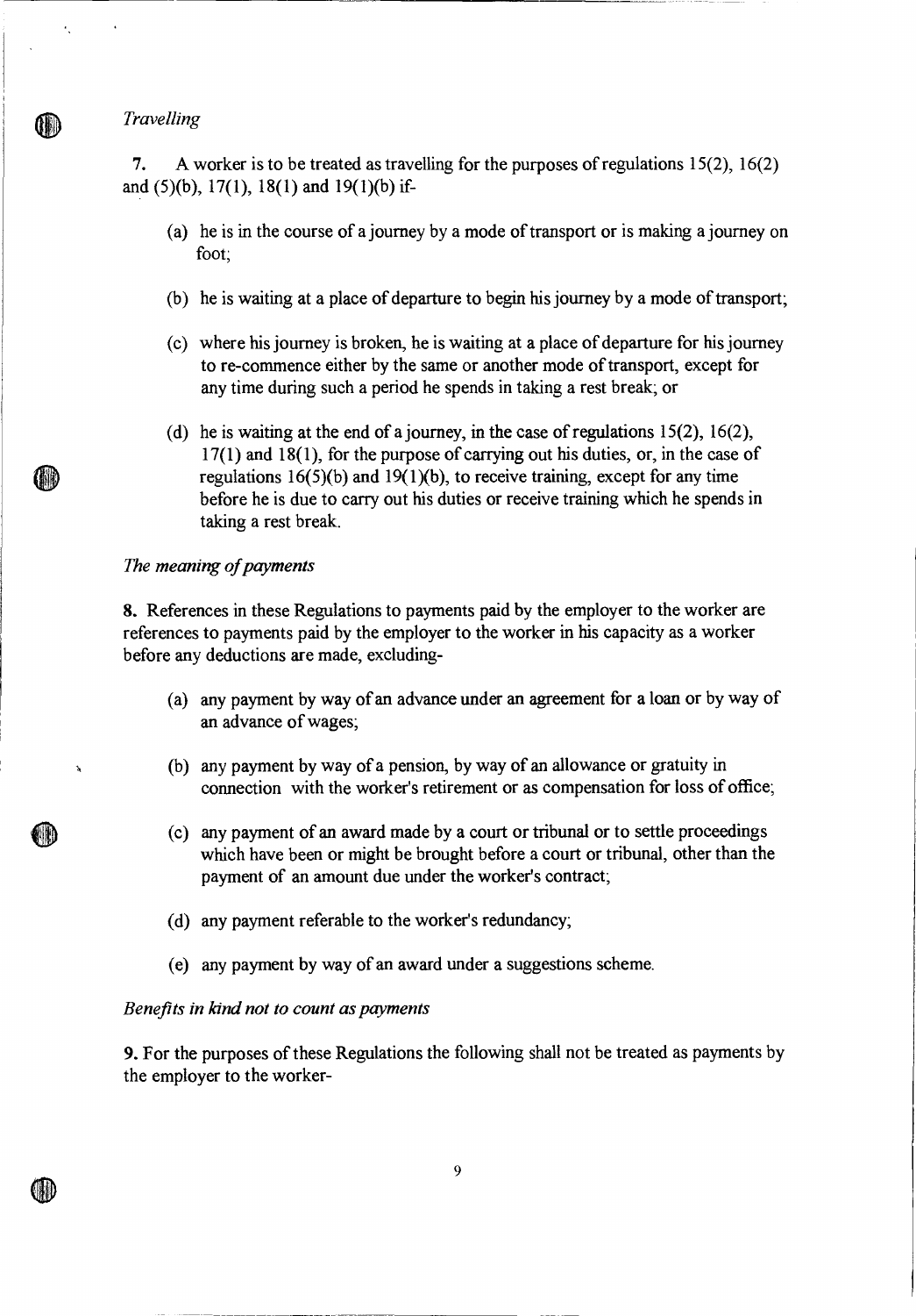*Travelling*

**7.** A worker is to be treated as travelling for the purposes of regulations 15(2), 16(2) and (5)(b), 17(1), 18(1) and 19(1)(b) if-

(a) he is in the course of a journey by a mode of transport or is making a journey on foot;

(b) he is waiting at a place of departure to begin his journey by a mode of transport;

(c) where his journey is broken, he is waiting at a place of departure for his journey to re-commence either by the same or another mode of transport, except for any time during such a period he spends in taking a rest break; or

(d) he is waiting at the end of a journey, in the case of regulations 15(2), 16(2), 17(1) and 18(1), for the purpose of carrying out his duties, or, in the case of regulations 16(5)(b) and 19(1)(b), to receive training, except for any time before he is due to carry out his duties or receive training which he spends in taking a rest break.

*The meaning of payments*

**8.** References in these Regulations to payments paid by the employer to the worker are references to payments paid by the employer to the worker in his capacity as a worker before any deductions are made, excluding-

(a) any payment by way of an advance under an agreement for a loan or by way of an advance of wages;

(b) any payment by way of a pension, by way of an allowance or gratuity in connection with the worker's retirement or as compensation for loss of office;

(c) any payment of an award made by a court or tribunal or to settle proceedings which have been or might be brought before a court or tribunal, other than the payment of an amount due under the worker's contract;

(d) any payment referable to the worker's redundancy;

(e) any payment by way of an award under a suggestions scheme.

*Benefits in kind not to count as payments*

**9.** For the purposes of these Regulations the following shall not be treated as payments by the employer to the worker-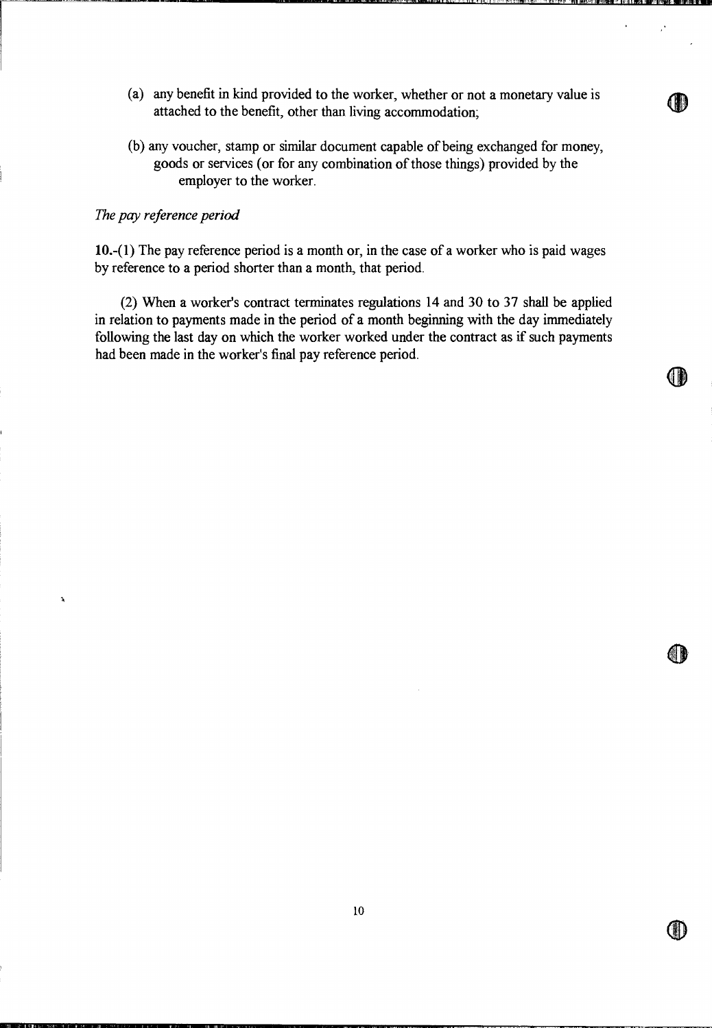(a) any benefit in kind provided to the worker, whether or not a monetary value is attached to the benefit, other than living accommodation;

(b) any voucher, stamp or similar document capable of being exchanged for money, goods or services (or for any combination of those things) provided by the employer to the worker.

*The pay reference period*

**10.**-(1) The pay reference period is a month or, in the case of a worker who is paid wages by reference to a period shorter than a month, that period.

(2) When a worker's contract terminates regulations 14 and 30 to 37 shall be applied in relation to payments made in the period of a month beginning with the day immediately following the last day on which the worker worked under the contract as if such payments had been made in the worker's final pay reference period.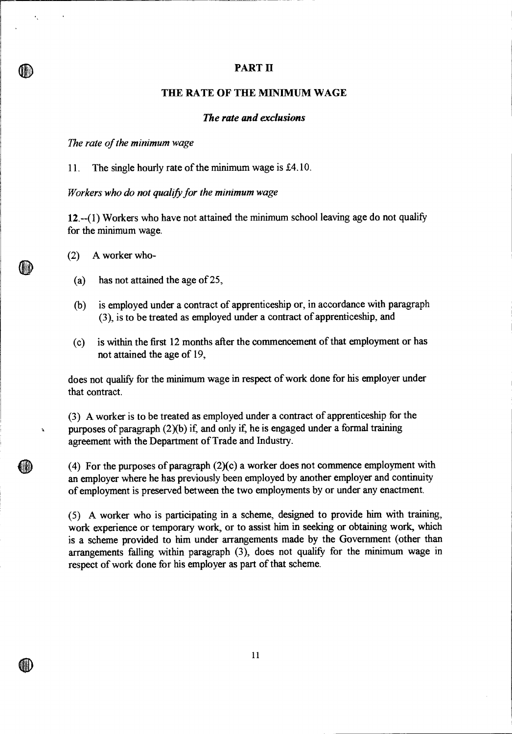## PART II

## THE RATE OF THE MINIMUM WAGE

### *The rate and exclusions*

*The rate of the minimum wage*

11. The single hourly rate of the minimum wage is £4.10.

*Workers who do not qualify for the minimum wage*

**12.**--(1) Workers who have not attained the minimum school leaving age do not qualify for the minimum wage.

(2) A worker who-

(a) has not attained the age of 25,

(b) is employed under a contract of apprenticeship or, in accordance with paragraph (3), is to be treated as employed under a contract of apprenticeship, and

(c) is within the first 12 months after the commencement of that employment or has not attained the age of 19,

does not qualify for the minimum wage in respect of work done for his employer under that contract.

(3) A worker is to be treated as employed under a contract of apprenticeship for the purposes of paragraph (2)(b) if, and only if, he is engaged under a formal training agreement with the Department of Trade and Industry.

(4) For the purposes of paragraph (2)(c) a worker does not commence employment with an employer where he has previously been employed by another employer and continuity of employment is preserved between the two employments by or under any enactment.

(5) A worker who is participating in a scheme, designed to provide him with training, work experience or temporary work, or to assist him in seeking or obtaining work, which is a scheme provided to him under arrangements made by the Government (other than arrangements falling within paragraph (3), does not qualify for the minimum wage in respect of work done for his employer as part of that scheme.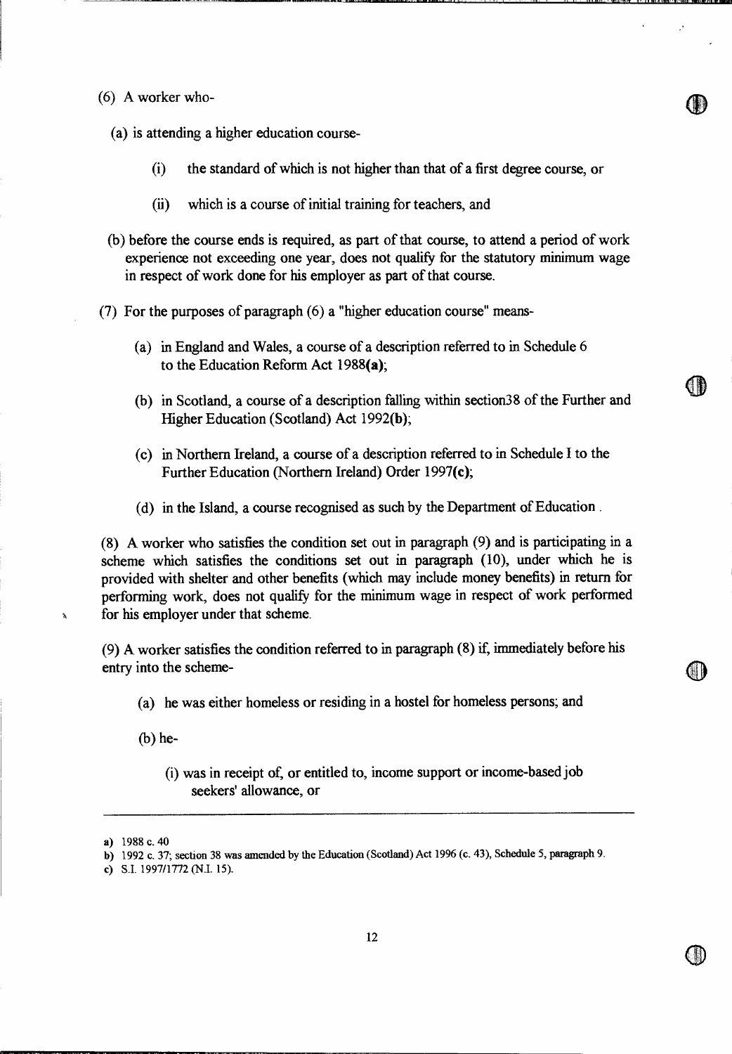(6) A worker who-

(a) is attending a higher education course-

(i) the standard of which is not higher than that of a first degree course, or

(ii) which is a course of initial training for teachers, and

(b) before the course ends is required, as part of that course, to attend a period of work experience not exceeding one year, does not qualify for the statutory minimum wage in respect of work done for his employer as part of that course.

(7) For the purposes of paragraph (6) a "higher education course" means-

(a) in England and Wales, a course of a description referred to in Schedule 6 to the Education Reform Act 1988**(a)**;

(b) in Scotland, a course of a description falling within section38 of the Further and Higher Education (Scotland) Act 1992**(b)**;

(c) in Northern Ireland, a course of a description referred to in Schedule I to the Further Education (Northern Ireland) Order 1997**(c)**;

(d) in the Island, a course recognised as such by the Department of Education .

(8) A worker who satisfies the condition set out in paragraph (9) and is participating in a scheme which satisfies the conditions set out in paragraph (10), under which he is provided with shelter and other benefits (which may include money benefits) in return for performing work, does not qualify for the minimum wage in respect of work performed for his employer under that scheme.

(9) A worker satisfies the condition referred to in paragraph (8) if, immediately before his entry into the scheme-

(a) he was either homeless or residing in a hostel for homeless persons; and

(b) he-

(i) was in receipt of, or entitled to, income support or income-based job seekers' allowance, or

---

a) 1988 c. 40

b) 1992 c. 37; section 38 was amended by the Education (Scotland) Act 1996 (c. 43), Schedule 5, paragraph 9.

c) S.I. 1997/1772 (N.I. 15).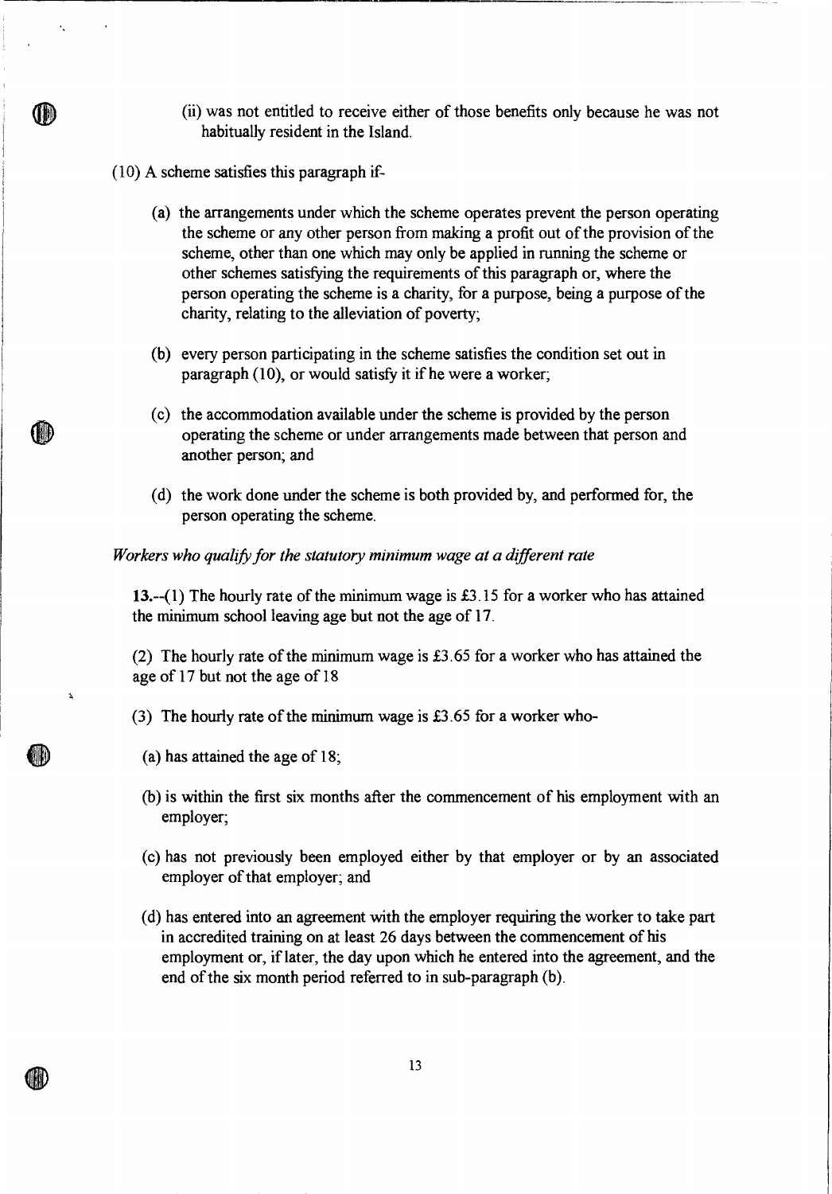(ii) was not entitled to receive either of those benefits only because he was not habitually resident in the Island.

(10) A scheme satisfies this paragraph if-

(a) the arrangements under which the scheme operates prevent the person operating the scheme or any other person from making a profit out of the provision of the scheme, other than one which may only be applied in running the scheme or other schemes satisfying the requirements of this paragraph or, where the person operating the scheme is a charity, for a purpose, being a purpose of the charity, relating to the alleviation of poverty;

(b) every person participating in the scheme satisfies the condition set out in paragraph (10), or would satisfy it if he were a worker;

(c) the accommodation available under the scheme is provided by the person operating the scheme or under arrangements made between that person and another person; and

(d) the work done under the scheme is both provided by, and performed for, the person operating the scheme.

*Workers who qualify for the statutory minimum wage at a different rate*

**13.**--(1) The hourly rate of the minimum wage is £3.15 for a worker who has attained the minimum school leaving age but not the age of 17.

(2) The hourly rate of the minimum wage is £3.65 for a worker who has attained the age of 17 but not the age of 18

(3) The hourly rate of the minimum wage is £3.65 for a worker who-

(a) has attained the age of 18;

(b) is within the first six months after the commencement of his employment with an employer;

(c) has not previously been employed either by that employer or by an associated employer of that employer; and

(d) has entered into an agreement with the employer requiring the worker to take part in accredited training on at least 26 days between the commencement of his employment or, if later, the day upon which he entered into the agreement, and the end of the six month period referred to in sub-paragraph (b).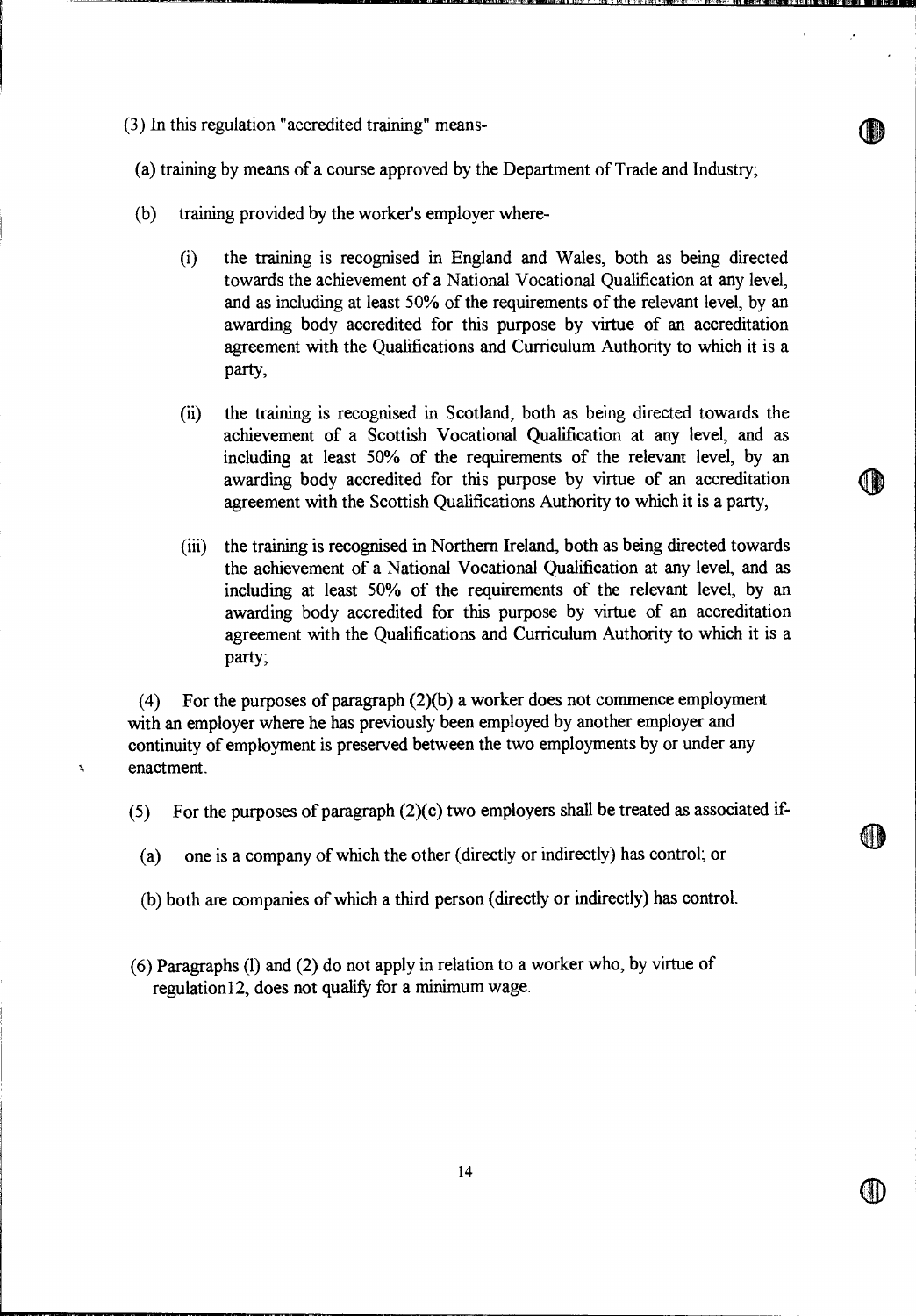(3) In this regulation "accredited training" means-

(a) training by means of a course approved by the Department of Trade and Industry;

(b) training provided by the worker's employer where-

(i) the training is recognised in England and Wales, both as being directed towards the achievement of a National Vocational Qualification at any level, and as including at least 50% of the requirements of the relevant level, by an awarding body accredited for this purpose by virtue of an accreditation agreement with the Qualifications and Curriculum Authority to which it is a party,

(ii) the training is recognised in Scotland, both as being directed towards the achievement of a Scottish Vocational Qualification at any level, and as including at least 50% of the requirements of the relevant level, by an awarding body accredited for this purpose by virtue of an accreditation agreement with the Scottish Qualifications Authority to which it is a party,

(iii) the training is recognised in Northern Ireland, both as being directed towards the achievement of a National Vocational Qualification at any level, and as including at least 50% of the requirements of the relevant level, by an awarding body accredited for this purpose by virtue of an accreditation agreement with the Qualifications and Curriculum Authority to which it is a party;

(4) For the purposes of paragraph (2)(b) a worker does not commence employment with an employer where he has previously been employed by another employer and continuity of employment is preserved between the two employments by or under any enactment.

(5) For the purposes of paragraph (2)(c) two employers shall be treated as associated if-

(a) one is a company of which the other (directly or indirectly) has control; or

(b) both are companies of which a third person (directly or indirectly) has control.

(6) Paragraphs (l) and (2) do not apply in relation to a worker who, by virtue of regulation12, does not qualify for a minimum wage.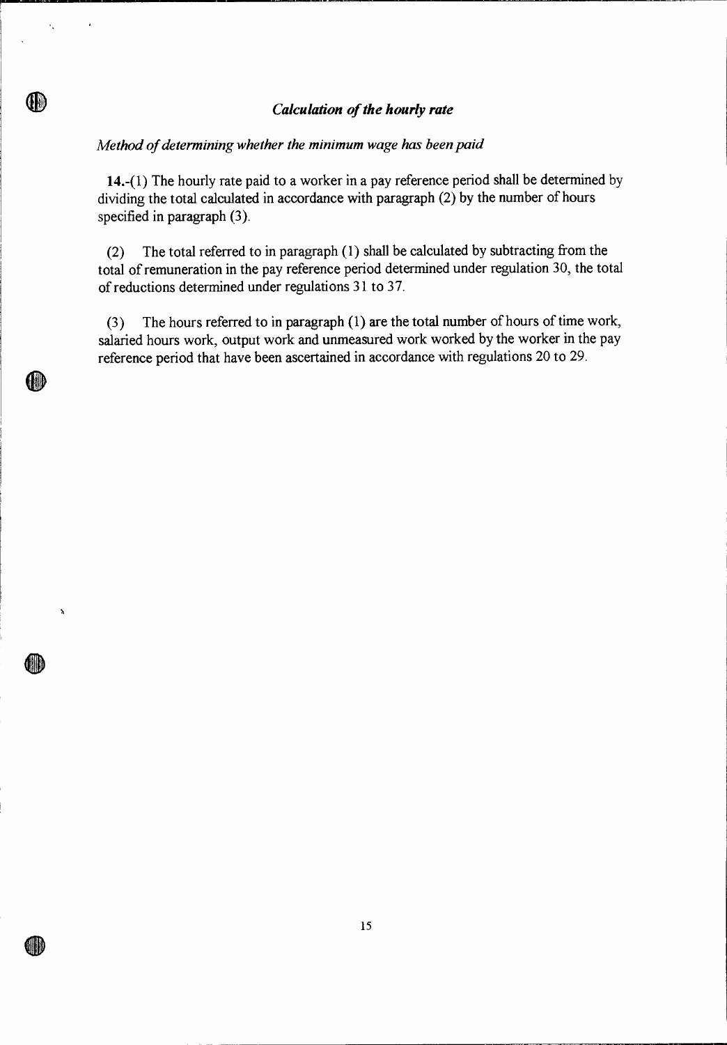### *Calculation of the hourly rate*

*Method of determining whether the minimum wage has been paid*

**14.**-(1) The hourly rate paid to a worker in a pay reference period shall be determined by dividing the total calculated in accordance with paragraph (2) by the number of hours specified in paragraph (3).

(2) The total referred to in paragraph (1) shall be calculated by subtracting from the total of remuneration in the pay reference period determined under regulation 30, the total of reductions determined under regulations 31 to 37.

(3) The hours referred to in paragraph (1) are the total number of hours of time work, salaried hours work, output work and unmeasured work worked by the worker in the pay reference period that have been ascertained in accordance with regulations 20 to 29.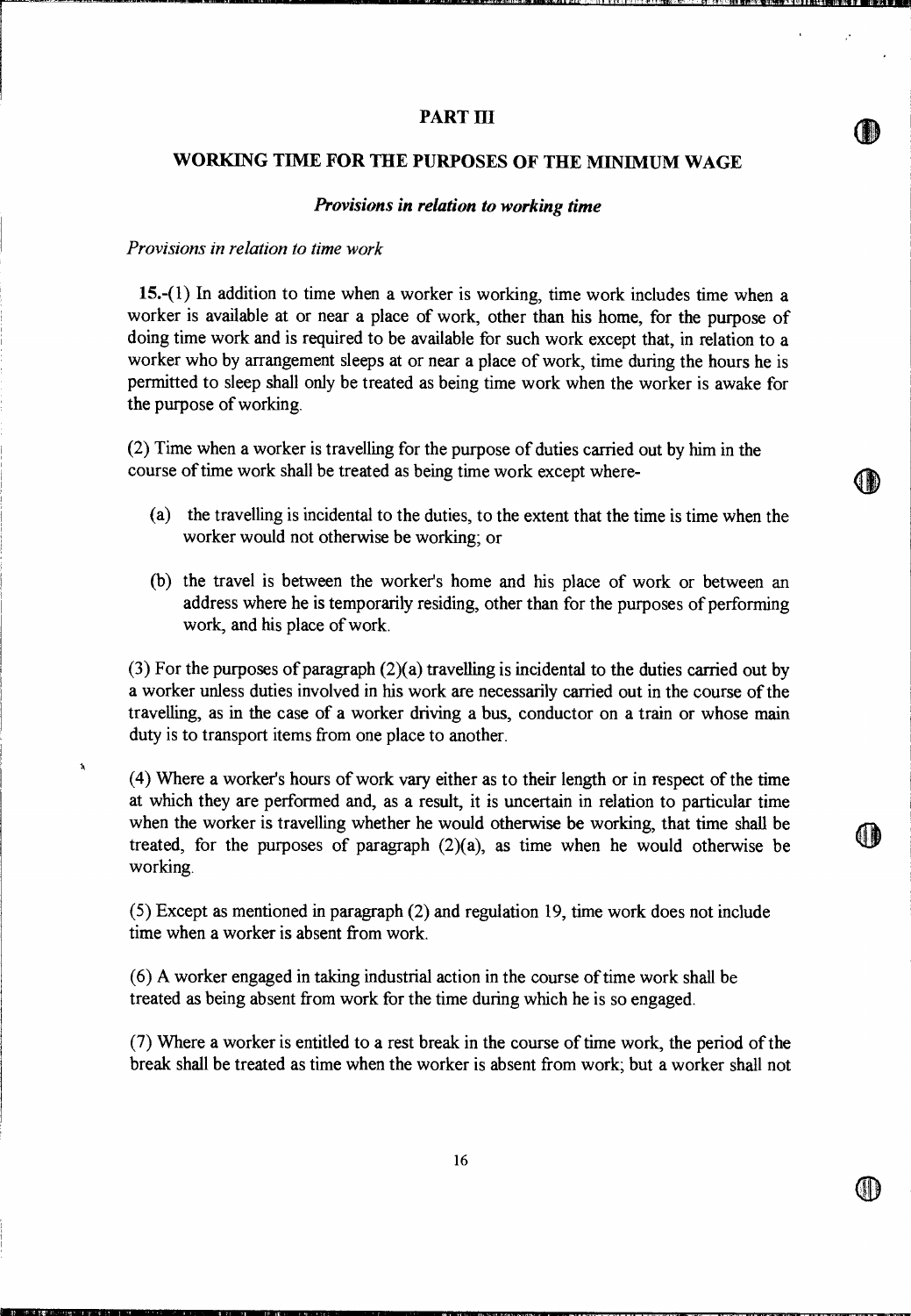# PART III

## WORKING TIME FOR THE PURPOSES OF THE MINIMUM WAGE

### *Provisions in relation to working time*

*Provisions in relation to time work*

**15.**-(1) In addition to time when a worker is working, time work includes time when a worker is available at or near a place of work, other than his home, for the purpose of doing time work and is required to be available for such work except that, in relation to a worker who by arrangement sleeps at or near a place of work, time during the hours he is permitted to sleep shall only be treated as being time work when the worker is awake for the purpose of working.

(2) Time when a worker is travelling for the purpose of duties carried out by him in the course of time work shall be treated as being time work except where-

(a) the travelling is incidental to the duties, to the extent that the time is time when the worker would not otherwise be working; or

(b) the travel is between the worker's home and his place of work or between an address where he is temporarily residing, other than for the purposes of performing work, and his place of work.

(3) For the purposes of paragraph (2)(a) travelling is incidental to the duties carried out by a worker unless duties involved in his work are necessarily carried out in the course of the travelling, as in the case of a worker driving a bus, conductor on a train or whose main duty is to transport items from one place to another.

(4) Where a worker's hours of work vary either as to their length or in respect of the time at which they are performed and, as a result, it is uncertain in relation to particular time when the worker is travelling whether he would otherwise be working, that time shall be treated, for the purposes of paragraph (2)(a), as time when he would otherwise be working.

(5) Except as mentioned in paragraph (2) and regulation 19, time work does not include time when a worker is absent from work.

(6) A worker engaged in taking industrial action in the course of time work shall be treated as being absent from work for the time during which he is so engaged.

(7) Where a worker is entitled to a rest break in the course of time work, the period of the break shall be treated as time when the worker is absent from work; but a worker shall not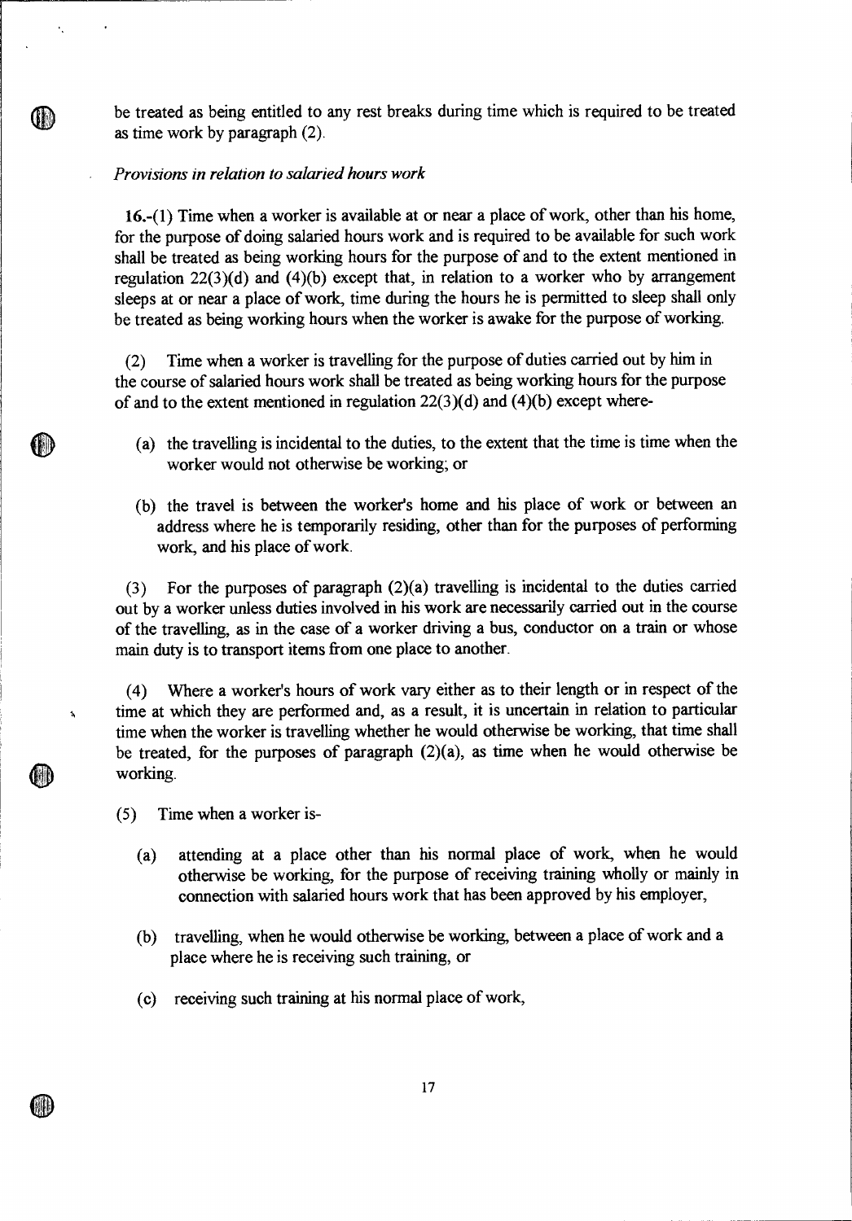be treated as being entitled to any rest breaks during time which is required to be treated as time work by paragraph (2).

*Provisions in relation to salaried hours work*

**16.**-(1) Time when a worker is available at or near a place of work, other than his home, for the purpose of doing salaried hours work and is required to be available for such work shall be treated as being working hours for the purpose of and to the extent mentioned in regulation 22(3)(d) and (4)(b) except that, in relation to a worker who by arrangement sleeps at or near a place of work, time during the hours he is permitted to sleep shall only be treated as being working hours when the worker is awake for the purpose of working.

(2) Time when a worker is travelling for the purpose of duties carried out by him in the course of salaried hours work shall be treated as being working hours for the purpose of and to the extent mentioned in regulation 22(3)(d) and (4)(b) except where-

(a) the travelling is incidental to the duties, to the extent that the time is time when the worker would not otherwise be working; or

(b) the travel is between the worker's home and his place of work or between an address where he is temporarily residing, other than for the purposes of performing work, and his place of work.

(3) For the purposes of paragraph (2)(a) travelling is incidental to the duties carried out by a worker unless duties involved in his work are necessarily carried out in the course of the travelling, as in the case of a worker driving a bus, conductor on a train or whose main duty is to transport items from one place to another.

(4) Where a worker's hours of work vary either as to their length or in respect of the time at which they are performed and, as a result, it is uncertain in relation to particular time when the worker is travelling whether he would otherwise be working, that time shall be treated, for the purposes of paragraph (2)(a), as time when he would otherwise be working.

(5) Time when a worker is-

(a) attending at a place other than his normal place of work, when he would otherwise be working, for the purpose of receiving training wholly or mainly in connection with salaried hours work that has been approved by his employer,

(b) travelling, when he would otherwise be working, between a place of work and a place where he is receiving such training, or

(c) receiving such training at his normal place of work,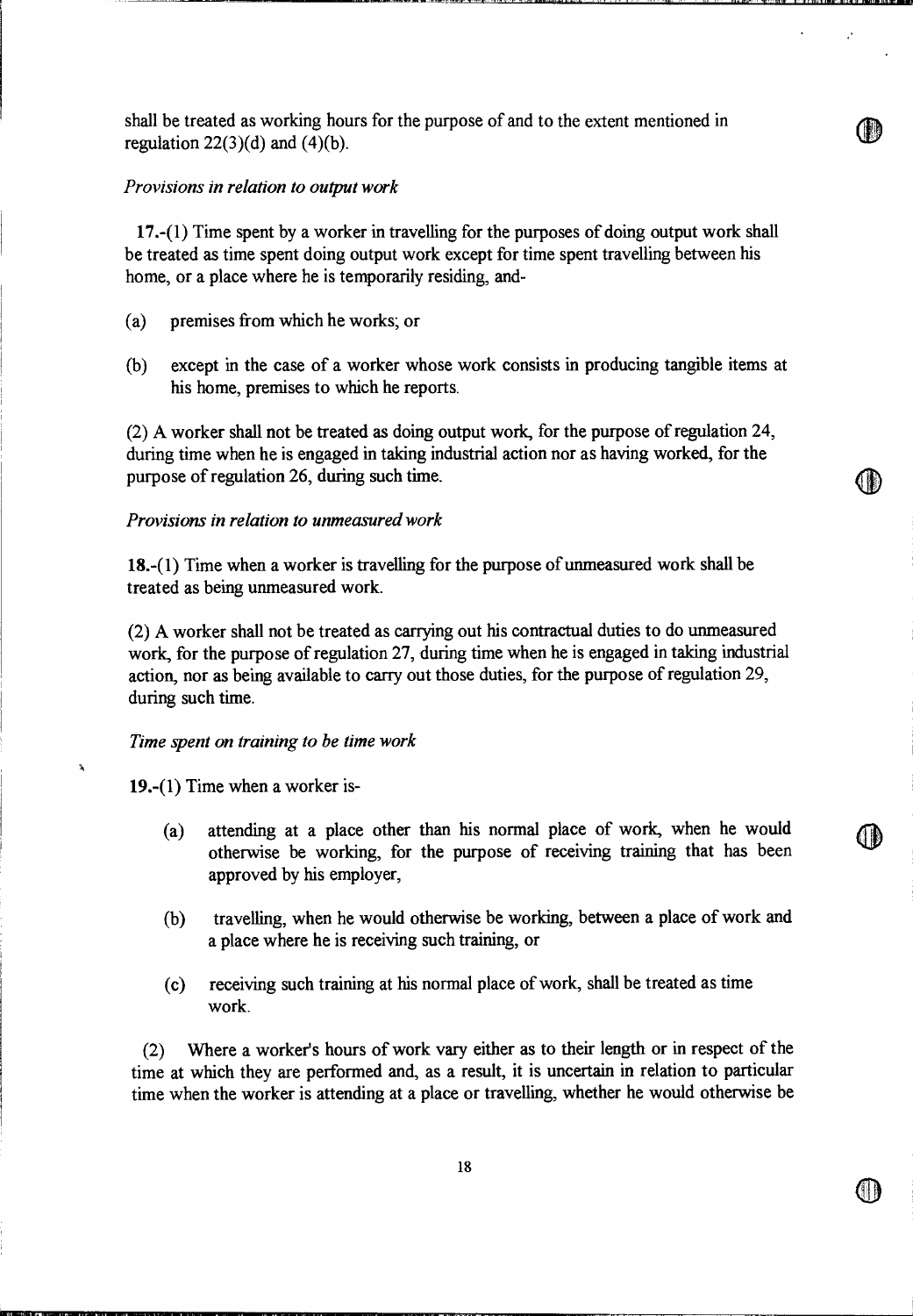shall be treated as working hours for the purpose of and to the extent mentioned in regulation 22(3)(d) and (4)(b).

*Provisions in relation to output work*

**17.**-(1) Time spent by a worker in travelling for the purposes of doing output work shall be treated as time spent doing output work except for time spent travelling between his home, or a place where he is temporarily residing, and-

(a) premises from which he works; or

(b) except in the case of a worker whose work consists in producing tangible items at his home, premises to which he reports.

(2) A worker shall not be treated as doing output work, for the purpose of regulation 24, during time when he is engaged in taking industrial action nor as having worked, for the purpose of regulation 26, during such time.

*Provisions in relation to unmeasured work*

**18.**-(1) Time when a worker is travelling for the purpose of unmeasured work shall be treated as being unmeasured work.

(2) A worker shall not be treated as carrying out his contractual duties to do unmeasured work, for the purpose of regulation 27, during time when he is engaged in taking industrial action, nor as being available to carry out those duties, for the purpose of regulation 29, during such time.

*Time spent on training to be time work*

**19.**-(1) Time when a worker is-

(a) attending at a place other than his normal place of work, when he would otherwise be working, for the purpose of receiving training that has been approved by his employer,

(b) travelling, when he would otherwise be working, between a place of work and a place where he is receiving such training, or

(c) receiving such training at his normal place of work, shall be treated as time work.

(2) Where a worker's hours of work vary either as to their length or in respect of the time at which they are performed and, as a result, it is uncertain in relation to particular time when the worker is attending at a place or travelling, whether he would otherwise be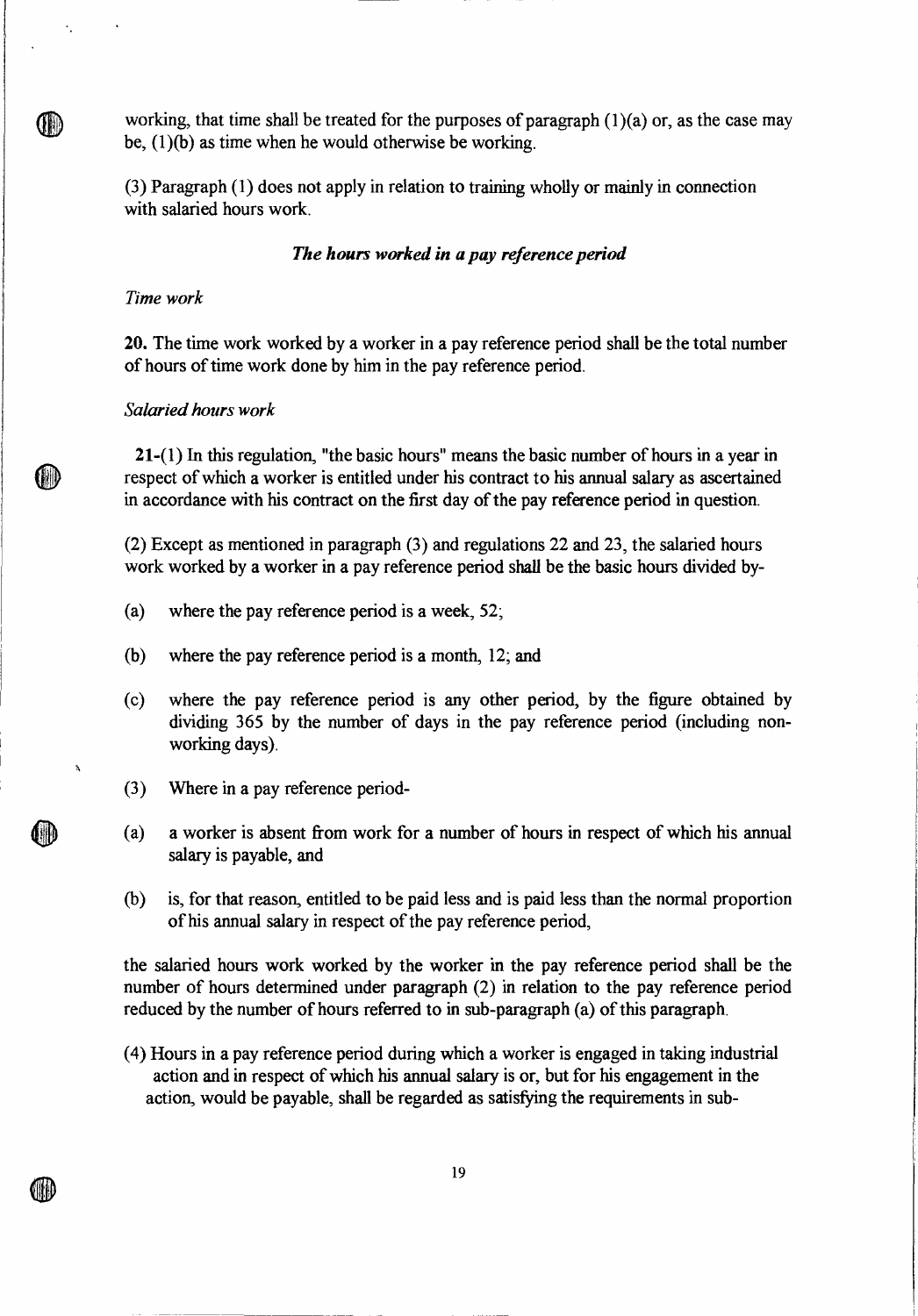working, that time shall be treated for the purposes of paragraph (1)(a) or, as the case may be, (1)(b) as time when he would otherwise be working.

(3) Paragraph (1) does not apply in relation to training wholly or mainly in connection with salaried hours work.

### *The hours worked in a pay reference period*

*Time work*

**20.** The time work worked by a worker in a pay reference period shall be the total number of hours of time work done by him in the pay reference period.

*Salaried hours work*

**21.**-(1) In this regulation, "the basic hours" means the basic number of hours in a year in respect of which a worker is entitled under his contract to his annual salary as ascertained in accordance with his contract on the first day of the pay reference period in question.

(2) Except as mentioned in paragraph (3) and regulations 22 and 23, the salaried hours work worked by a worker in a pay reference period shall be the basic hours divided by-

(a) where the pay reference period is a week, 52;

(b) where the pay reference period is a month, 12; and

(c) where the pay reference period is any other period, by the figure obtained by dividing 365 by the number of days in the pay reference period (including non-working days).

(3) Where in a pay reference period-

(a) a worker is absent from work for a number of hours in respect of which his annual salary is payable, and

(b) is, for that reason, entitled to be paid less and is paid less than the normal proportion of his annual salary in respect of the pay reference period,

the salaried hours work worked by the worker in the pay reference period shall be the number of hours determined under paragraph (2) in relation to the pay reference period reduced by the number of hours referred to in sub-paragraph (a) of this paragraph.

(4) Hours in a pay reference period during which a worker is engaged in taking industrial action and in respect of which his annual salary is or, but for his engagement in the action, would be payable, shall be regarded as satisfying the requirements in sub-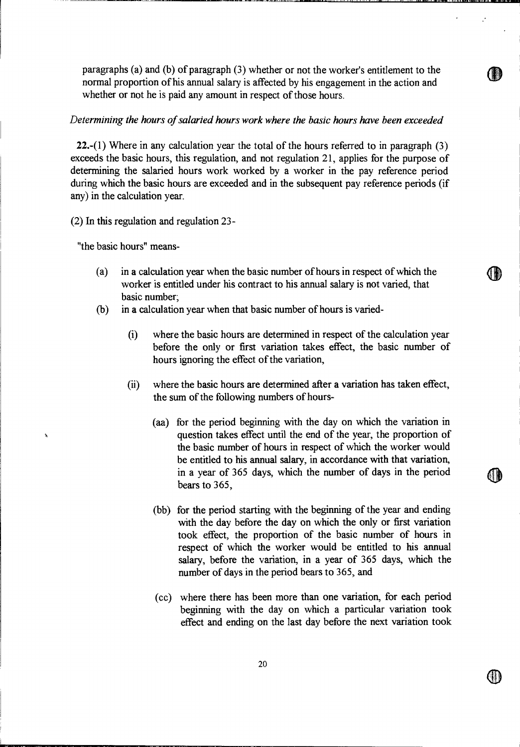paragraphs (a) and (b) of paragraph (3) whether or not the worker's entitlement to the normal proportion of his annual salary is affected by his engagement in the action and whether or not he is paid any amount in respect of those hours.

*Determining the hours of salaried hours work where the basic hours have been exceeded*

**22.**-(1) Where in any calculation year the total of the hours referred to in paragraph (3) exceeds the basic hours, this regulation, and not regulation 21, applies for the purpose of determining the salaried hours work worked by a worker in the pay reference period during which the basic hours are exceeded and in the subsequent pay reference periods (if any) in the calculation year.

(2) In this regulation and regulation 23-

"the basic hours" means-

- (a) in a calculation year when the basic number of hours in respect of which the worker is entitled under his contract to his annual salary is not varied, that basic number;
- (b) in a calculation year when that basic number of hours is varied-
  - (i) where the basic hours are determined in respect of the calculation year before the only or first variation takes effect, the basic number of hours ignoring the effect of the variation,
  - (ii) where the basic hours are determined after a variation has taken effect, the sum of the following numbers of hours-
    - (aa) for the period beginning with the day on which the variation in question takes effect until the end of the year, the proportion of the basic number of hours in respect of which the worker would be entitled to his annual salary, in accordance with that variation, in a year of 365 days, which the number of days in the period bears to 365,
    - (bb) for the period starting with the beginning of the year and ending with the day before the day on which the only or first variation took effect, the proportion of the basic number of hours in respect of which the worker would be entitled to his annual salary, before the variation, in a year of 365 days, which the number of days in the period bears to 365, and
    - (cc) where there has been more than one variation, for each period beginning with the day on which a particular variation took effect and ending on the last day before the next variation took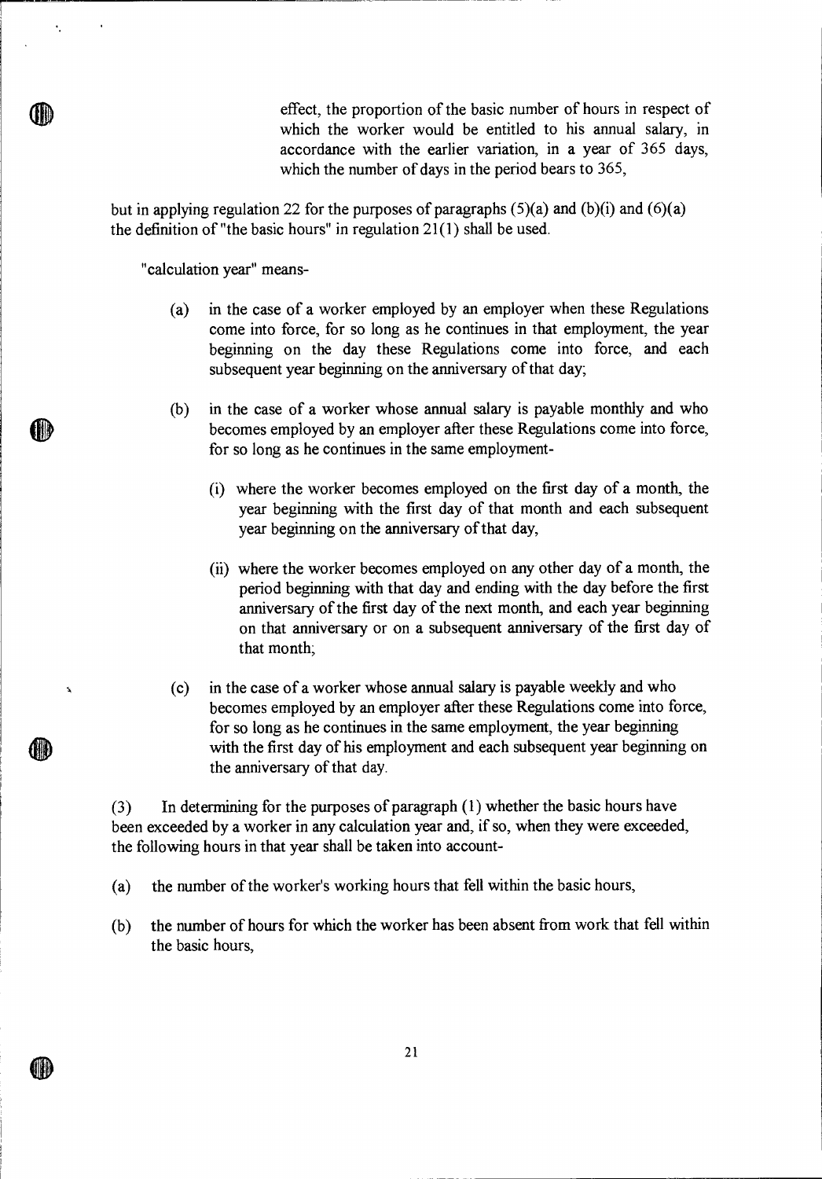effect, the proportion of the basic number of hours in respect of which the worker would be entitled to his annual salary, in accordance with the earlier variation, in a year of 365 days, which the number of days in the period bears to 365,

but in applying regulation 22 for the purposes of paragraphs (5)(a) and (b)(i) and (6)(a) the definition of "the basic hours" in regulation 21(1) shall be used.

"calculation year" means-

(a) in the case of a worker employed by an employer when these Regulations come into force, for so long as he continues in that employment, the year beginning on the day these Regulations come into force, and each subsequent year beginning on the anniversary of that day;

(b) in the case of a worker whose annual salary is payable monthly and who becomes employed by an employer after these Regulations come into force, for so long as he continues in the same employment-

(i) where the worker becomes employed on the first day of a month, the year beginning with the first day of that month and each subsequent year beginning on the anniversary of that day,

(ii) where the worker becomes employed on any other day of a month, the period beginning with that day and ending with the day before the first anniversary of the first day of the next month, and each year beginning on that anniversary or on a subsequent anniversary of the first day of that month;

(c) in the case of a worker whose annual salary is payable weekly and who becomes employed by an employer after these Regulations come into force, for so long as he continues in the same employment, the year beginning with the first day of his employment and each subsequent year beginning on the anniversary of that day.

(3) In determining for the purposes of paragraph (1) whether the basic hours have been exceeded by a worker in any calculation year and, if so, when they were exceeded, the following hours in that year shall be taken into account-

(a) the number of the worker's working hours that fell within the basic hours,

(b) the number of hours for which the worker has been absent from work that fell within the basic hours,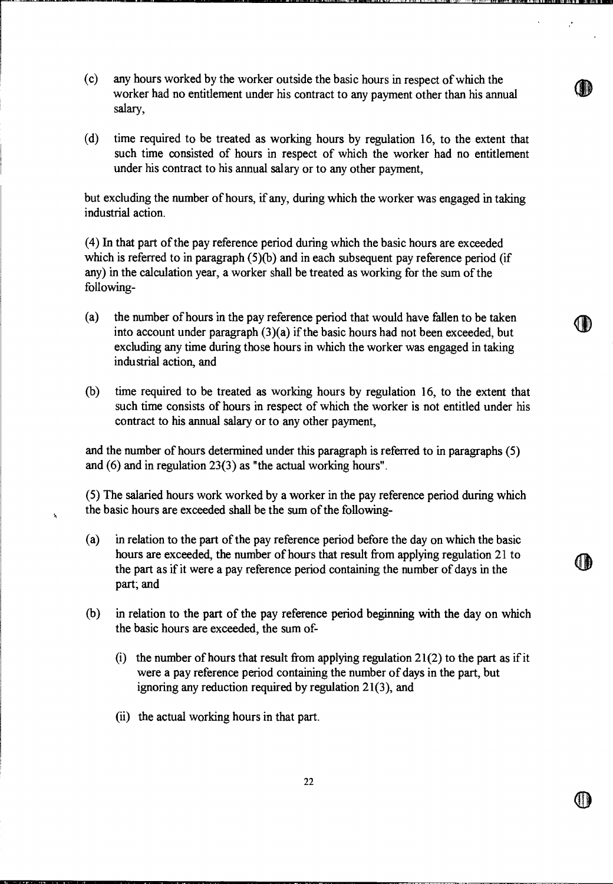(c) any hours worked by the worker outside the basic hours in respect of which the worker had no entitlement under his contract to any payment other than his annual salary,

(d) time required to be treated as working hours by regulation 16, to the extent that such time consisted of hours in respect of which the worker had no entitlement under his contract to his annual salary or to any other payment,

but excluding the number of hours, if any, during which the worker was engaged in taking industrial action.

(4) In that part of the pay reference period during which the basic hours are exceeded which is referred to in paragraph (5)(b) and in each subsequent pay reference period (if any) in the calculation year, a worker shall be treated as working for the sum of the following-

(a) the number of hours in the pay reference period that would have fallen to be taken into account under paragraph (3)(a) if the basic hours had not been exceeded, but excluding any time during those hours in which the worker was engaged in taking industrial action, and

(b) time required to be treated as working hours by regulation 16, to the extent that such time consists of hours in respect of which the worker is not entitled under his contract to his annual salary or to any other payment,

and the number of hours determined under this paragraph is referred to in paragraphs (5) and (6) and in regulation 23(3) as "the actual working hours".

(5) The salaried hours work worked by a worker in the pay reference period during which the basic hours are exceeded shall be the sum of the following-

(a) in relation to the part of the pay reference period before the day on which the basic hours are exceeded, the number of hours that result from applying regulation 21 to the part as if it were a pay reference period containing the number of days in the part; and

(b) in relation to the part of the pay reference period beginning with the day on which the basic hours are exceeded, the sum of-

   (i) the number of hours that result from applying regulation 21(2) to the part as if it were a pay reference period containing the number of days in the part, but ignoring any reduction required by regulation 21(3), and

   (ii) the actual working hours in that part.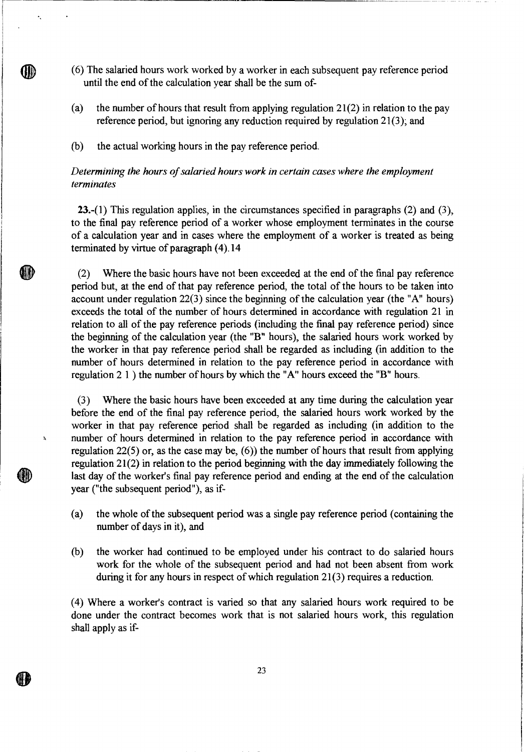(6) The salaried hours work worked by a worker in each subsequent pay reference period until the end of the calculation year shall be the sum of-

(a) the number of hours that result from applying regulation 21(2) in relation to the pay reference period, but ignoring any reduction required by regulation 21(3); and

(b) the actual working hours in the pay reference period.

*Determining the hours of salaried hours work in certain cases where the employment terminates*

**23.**-(1) This regulation applies, in the circumstances specified in paragraphs (2) and (3), to the final pay reference period of a worker whose employment terminates in the course of a calculation year and in cases where the employment of a worker is treated as being terminated by virtue of paragraph (4).14

(2) Where the basic hours have not been exceeded at the end of the final pay reference period but, at the end of that pay reference period, the total of the hours to be taken into account under regulation 22(3) since the beginning of the calculation year (the "A" hours) exceeds the total of the number of hours determined in accordance with regulation 21 in relation to all of the pay reference periods (including the final pay reference period) since the beginning of the calculation year (the "B" hours), the salaried hours work worked by the worker in that pay reference period shall be regarded as including (in addition to the number of hours determined in relation to the pay reference period in accordance with regulation 2 1 ) the number of hours by which the "A" hours exceed the "B" hours.

(3) Where the basic hours have been exceeded at any time during the calculation year before the end of the final pay reference period, the salaried hours work worked by the worker in that pay reference period shall be regarded as including (in addition to the number of hours determined in relation to the pay reference period in accordance with regulation 22(5) or, as the case may be, (6)) the number of hours that result from applying regulation 21(2) in relation to the period beginning with the day immediately following the last day of the worker's final pay reference period and ending at the end of the calculation year ("the subsequent period"), as if-

(a) the whole of the subsequent period was a single pay reference period (containing the number of days in it), and

(b) the worker had continued to be employed under his contract to do salaried hours work for the whole of the subsequent period and had not been absent from work during it for any hours in respect of which regulation 21(3) requires a reduction.

(4) Where a worker's contract is varied so that any salaried hours work required to be done under the contract becomes work that is not salaried hours work, this regulation shall apply as if-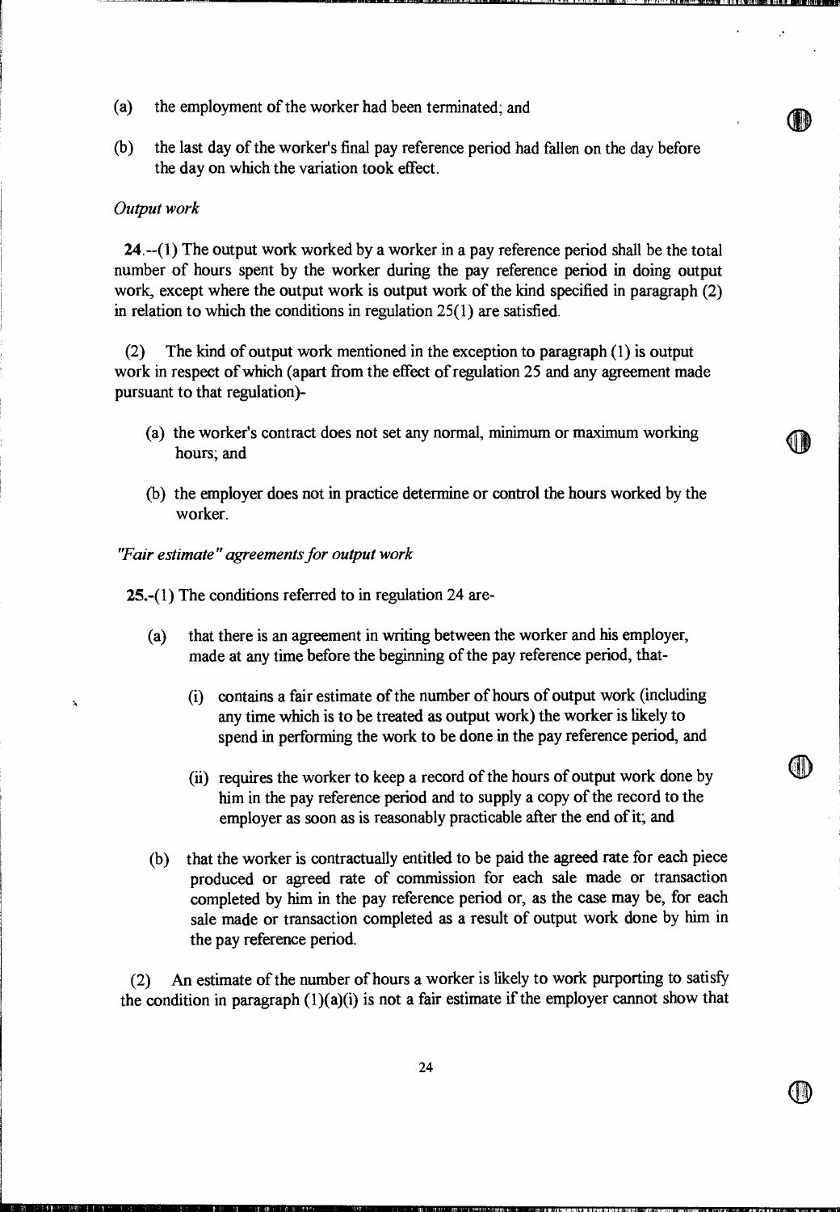(a) the employment of the worker had been terminated; and

(b) the last day of the worker's final pay reference period had fallen on the day before the day on which the variation took effect.

*Output work*

**24**.--(1) The output work worked by a worker in a pay reference period shall be the total number of hours spent by the worker during the pay reference period in doing output work, except where the output work is output work of the kind specified in paragraph (2) in relation to which the conditions in regulation 25(1) are satisfied.

(2) The kind of output work mentioned in the exception to paragraph (1) is output work in respect of which (apart from the effect of regulation 25 and any agreement made pursuant to that regulation)-

(a) the worker's contract does not set any normal, minimum or maximum working hours; and

(b) the employer does not in practice determine or control the hours worked by the worker.

*"Fair estimate" agreements for output work*

**25.**-(1) The conditions referred to in regulation 24 are-

(a) that there is an agreement in writing between the worker and his employer, made at any time before the beginning of the pay reference period, that-

(i) contains a fair estimate of the number of hours of output work (including any time which is to be treated as output work) the worker is likely to spend in performing the work to be done in the pay reference period, and

(ii) requires the worker to keep a record of the hours of output work done by him in the pay reference period and to supply a copy of the record to the employer as soon as is reasonably practicable after the end of it; and

(b) that the worker is contractually entitled to be paid the agreed rate for each piece produced or agreed rate of commission for each sale made or transaction completed by him in the pay reference period or, as the case may be, for each sale made or transaction completed as a result of output work done by him in the pay reference period.

(2) An estimate of the number of hours a worker is likely to work purporting to satisfy the condition in paragraph (1)(a)(i) is not a fair estimate if the employer cannot show that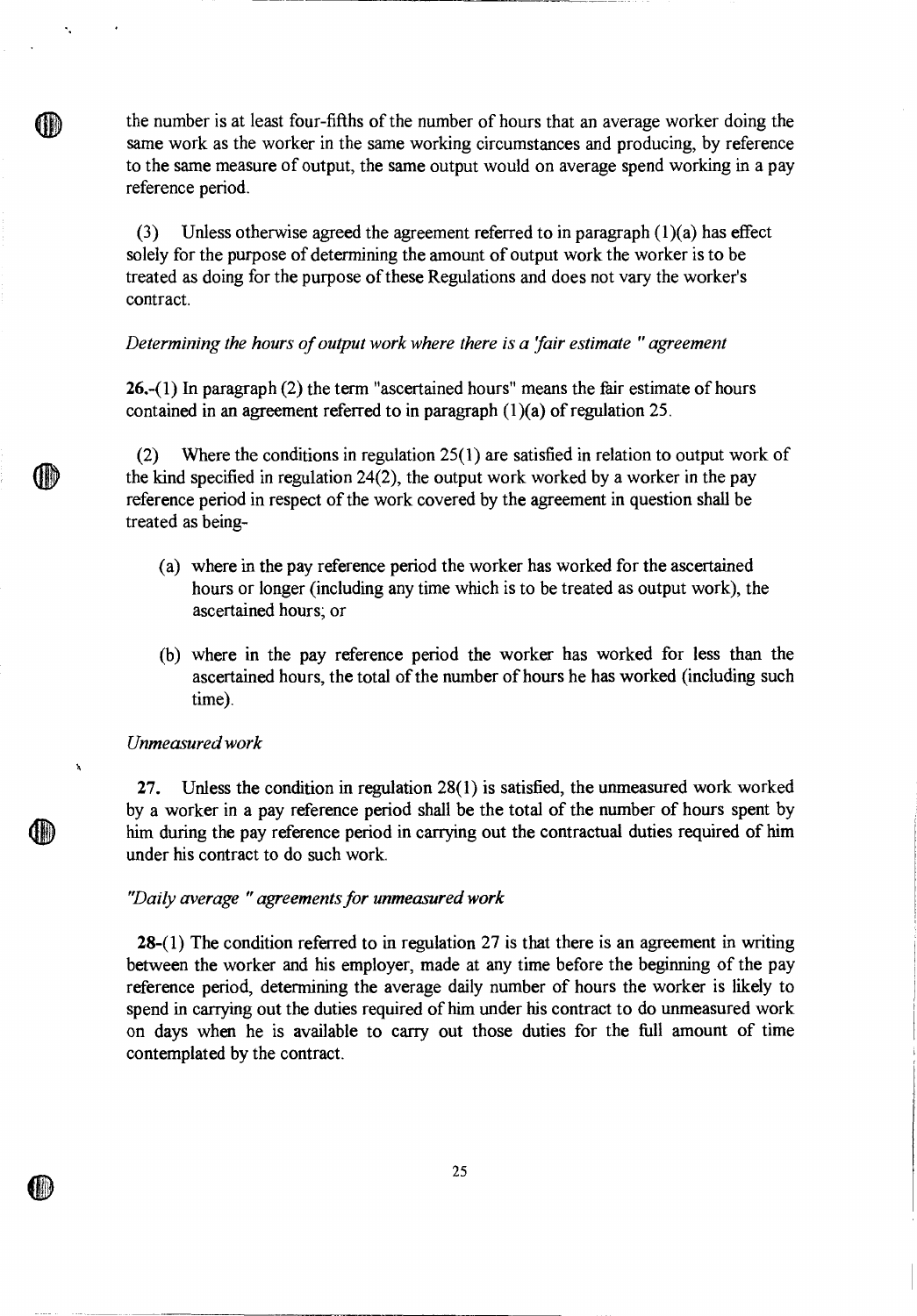the number is at least four-fifths of the number of hours that an average worker doing the same work as the worker in the same working circumstances and producing, by reference to the same measure of output, the same output would on average spend working in a pay reference period.

(3) Unless otherwise agreed the agreement referred to in paragraph (1)(a) has effect solely for the purpose of determining the amount of output work the worker is to be treated as doing for the purpose of these Regulations and does not vary the worker's contract.

*Determining the hours of output work where there is a 'fair estimate " agreement*

**26.**-(1) In paragraph (2) the term "ascertained hours" means the fair estimate of hours contained in an agreement referred to in paragraph (1)(a) of regulation 25.

(2) Where the conditions in regulation 25(1) are satisfied in relation to output work of the kind specified in regulation 24(2), the output work worked by a worker in the pay reference period in respect of the work covered by the agreement in question shall be treated as being-

(a) where in the pay reference period the worker has worked for the ascertained hours or longer (including any time which is to be treated as output work), the ascertained hours; or

(b) where in the pay reference period the worker has worked for less than the ascertained hours, the total of the number of hours he has worked (including such time).

*Unmeasured work*

**27.** Unless the condition in regulation 28(1) is satisfied, the unmeasured work worked by a worker in a pay reference period shall be the total of the number of hours spent by him during the pay reference period in carrying out the contractual duties required of him under his contract to do such work.

*"Daily average " agreements for unmeasured work*

**28**-(1) The condition referred to in regulation 27 is that there is an agreement in writing between the worker and his employer, made at any time before the beginning of the pay reference period, determining the average daily number of hours the worker is likely to spend in carrying out the duties required of him under his contract to do unmeasured work on days when he is available to carry out those duties for the full amount of time contemplated by the contract.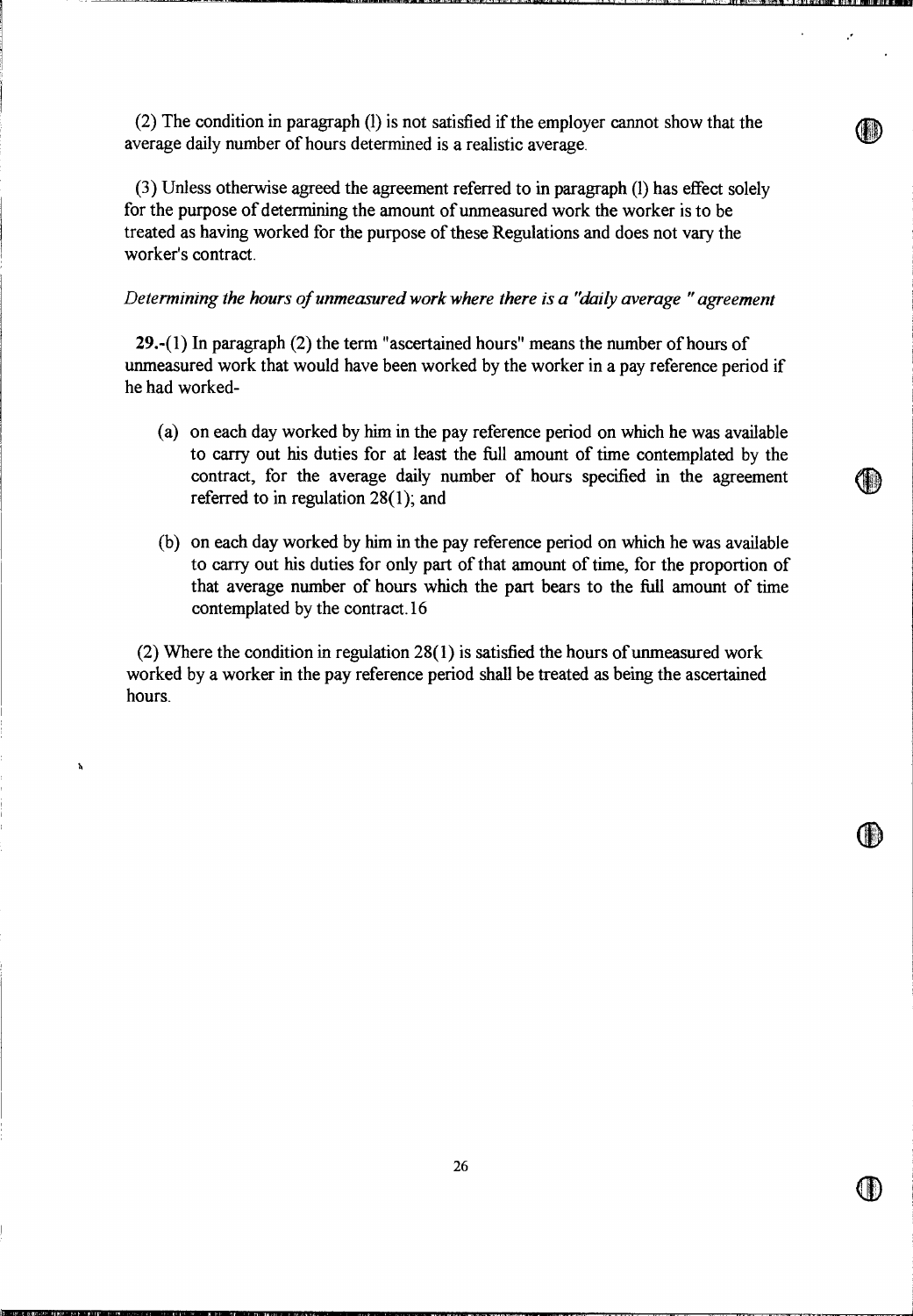(2) The condition in paragraph (l) is not satisfied if the employer cannot show that the average daily number of hours determined is a realistic average.

(3) Unless otherwise agreed the agreement referred to in paragraph (l) has effect solely for the purpose of determining the amount of unmeasured work the worker is to be treated as having worked for the purpose of these Regulations and does not vary the worker's contract.

*Determining the hours of unmeasured work where there is a "daily average " agreement*

**29.**-(1) In paragraph (2) the term "ascertained hours" means the number of hours of unmeasured work that would have been worked by the worker in a pay reference period if he had worked-

(a) on each day worked by him in the pay reference period on which he was available to carry out his duties for at least the full amount of time contemplated by the contract, for the average daily number of hours specified in the agreement referred to in regulation 28(1); and

(b) on each day worked by him in the pay reference period on which he was available to carry out his duties for only part of that amount of time, for the proportion of that average number of hours which the part bears to the full amount of time contemplated by the contract.16

(2) Where the condition in regulation 28(1) is satisfied the hours of unmeasured work worked by a worker in the pay reference period shall be treated as being the ascertained hours.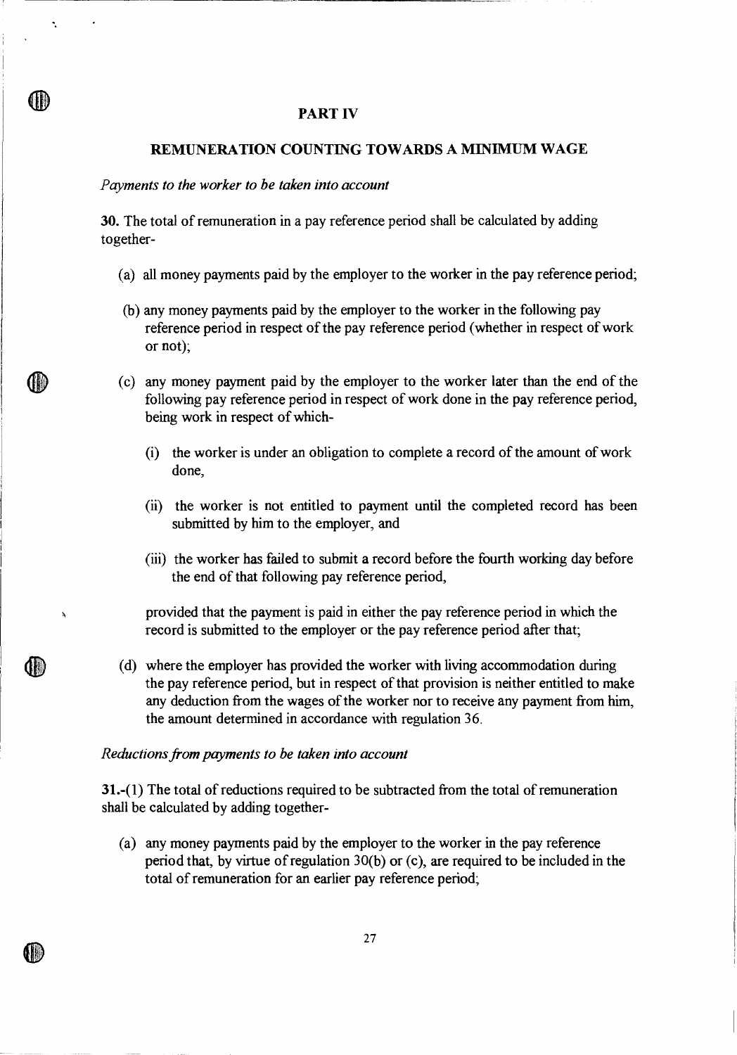# PART IV

## REMUNERATION COUNTING TOWARDS A MINIMUM WAGE

*Payments to the worker to be taken into account*

**30.** The total of remuneration in a pay reference period shall be calculated by adding together-

(a) all money payments paid by the employer to the worker in the pay reference period;

(b) any money payments paid by the employer to the worker in the following pay reference period in respect of the pay reference period (whether in respect of work or not);

(c) any money payment paid by the employer to the worker later than the end of the following pay reference period in respect of work done in the pay reference period, being work in respect of which-

  (i) the worker is under an obligation to complete a record of the amount of work done,

  (ii) the worker is not entitled to payment until the completed record has been submitted by him to the employer, and

  (iii) the worker has failed to submit a record before the fourth working day before the end of that following pay reference period,

provided that the payment is paid in either the pay reference period in which the record is submitted to the employer or the pay reference period after that;

(d) where the employer has provided the worker with living accommodation during the pay reference period, but in respect of that provision is neither entitled to make any deduction from the wages of the worker nor to receive any payment from him, the amount determined in accordance with regulation 36.

*Reductions from payments to be taken into account*

**31.-**(1) The total of reductions required to be subtracted from the total of remuneration shall be calculated by adding together-

(a) any money payments paid by the employer to the worker in the pay reference period that, by virtue of regulation 30(b) or (c), are required to be included in the total of remuneration for an earlier pay reference period;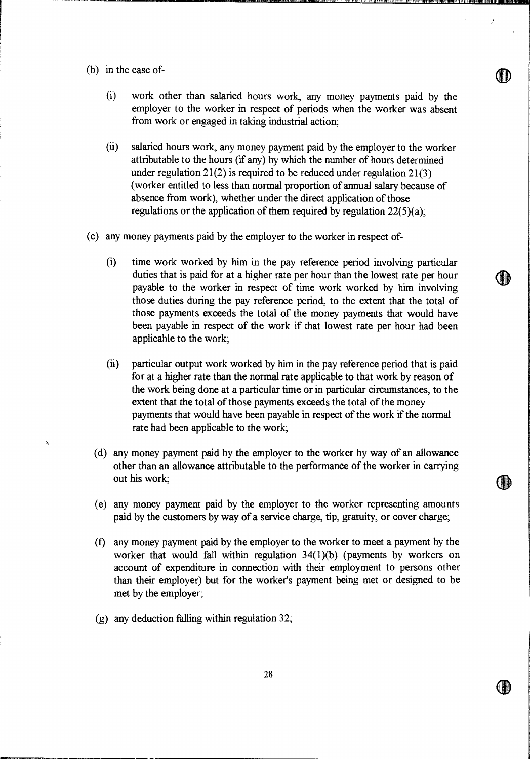(b) in the case of-

 (i) work other than salaried hours work, any money payments paid by the employer to the worker in respect of periods when the worker was absent from work or engaged in taking industrial action;

 (ii) salaried hours work, any money payment paid by the employer to the worker attributable to the hours (if any) by which the number of hours determined under regulation 21(2) is required to be reduced under regulation 21(3) (worker entitled to less than normal proportion of annual salary because of absence from work), whether under the direct application of those regulations or the application of them required by regulation 22(5)(a);

(c) any money payments paid by the employer to the worker in respect of-

 (i) time work worked by him in the pay reference period involving particular duties that is paid for at a higher rate per hour than the lowest rate per hour payable to the worker in respect of time work worked by him involving those duties during the pay reference period, to the extent that the total of those payments exceeds the total of the money payments that would have been payable in respect of the work if that lowest rate per hour had been applicable to the work;

 (ii) particular output work worked by him in the pay reference period that is paid for at a higher rate than the normal rate applicable to that work by reason of the work being done at a particular time or in particular circumstances, to the extent that the total of those payments exceeds the total of the money payments that would have been payable in respect of the work if the normal rate had been applicable to the work;

(d) any money payment paid by the employer to the worker by way of an allowance other than an allowance attributable to the performance of the worker in carrying out his work;

(e) any money payment paid by the employer to the worker representing amounts paid by the customers by way of a service charge, tip, gratuity, or cover charge;

(f) any money payment paid by the employer to the worker to meet a payment by the worker that would fall within regulation 34(1)(b) (payments by workers on account of expenditure in connection with their employment to persons other than their employer) but for the worker's payment being met or designed to be met by the employer;

(g) any deduction falling within regulation 32;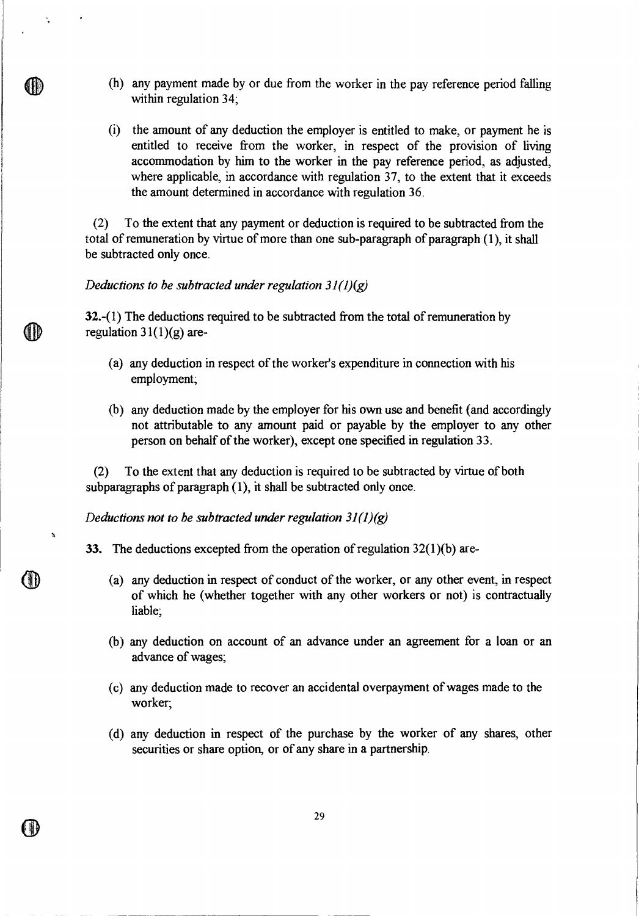(h) any payment made by or due from the worker in the pay reference period falling within regulation 34;

(i) the amount of any deduction the employer is entitled to make, or payment he is entitled to receive from the worker, in respect of the provision of living accommodation by him to the worker in the pay reference period, as adjusted, where applicable, in accordance with regulation 37, to the extent that it exceeds the amount determined in accordance with regulation 36.

(2) To the extent that any payment or deduction is required to be subtracted from the total of remuneration by virtue of more than one sub-paragraph of paragraph (1), it shall be subtracted only once.

*Deductions to be subtracted under regulation 31(1)(g)*

**32.**-(1) The deductions required to be subtracted from the total of remuneration by regulation 31(1)(g) are-

(a) any deduction in respect of the worker's expenditure in connection with his employment;

(b) any deduction made by the employer for his own use and benefit (and accordingly not attributable to any amount paid or payable by the employer to any other person on behalf of the worker), except one specified in regulation 33.

(2) To the extent that any deduction is required to be subtracted by virtue of both subparagraphs of paragraph (1), it shall be subtracted only once.

*Deductions not to be subtracted under regulation 31(1)(g)*

**33.** The deductions excepted from the operation of regulation 32(1)(b) are-

(a) any deduction in respect of conduct of the worker, or any other event, in respect of which he (whether together with any other workers or not) is contractually liable;

(b) any deduction on account of an advance under an agreement for a loan or an advance of wages;

(c) any deduction made to recover an accidental overpayment of wages made to the worker;

(d) any deduction in respect of the purchase by the worker of any shares, other securities or share option, or of any share in a partnership.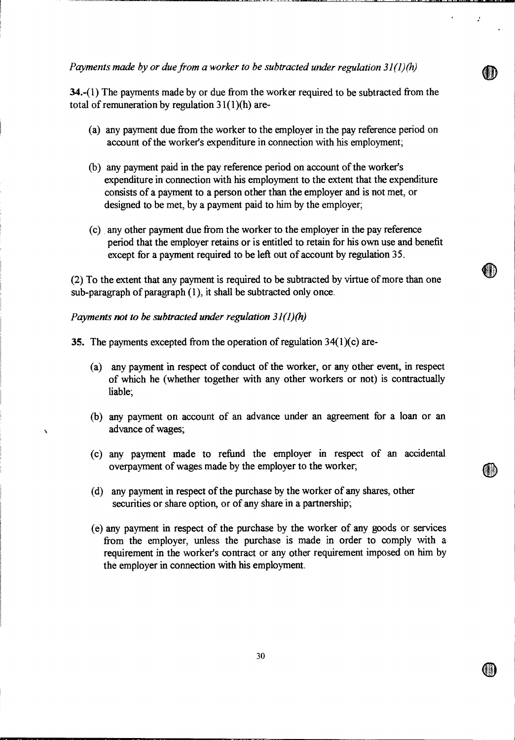*Payments made by or due from a worker to be subtracted under regulation 31(1)(h)*

**34.**-(1) The payments made by or due from the worker required to be subtracted from the total of remuneration by regulation 31(1)(h) are-

(a) any payment due from the worker to the employer in the pay reference period on account of the worker's expenditure in connection with his employment;

(b) any payment paid in the pay reference period on account of the worker's expenditure in connection with his employment to the extent that the expenditure consists of a payment to a person other than the employer and is not met, or designed to be met, by a payment paid to him by the employer;

(c) any other payment due from the worker to the employer in the pay reference period that the employer retains or is entitled to retain for his own use and benefit except for a payment required to be left out of account by regulation 35.

(2) To the extent that any payment is required to be subtracted by virtue of more than one sub-paragraph of paragraph (1), it shall be subtracted only once.

*Payments not to be subtracted under regulation 31(1)(h)*

**35.** The payments excepted from the operation of regulation 34(1)(c) are-

(a) any payment in respect of conduct of the worker, or any other event, in respect of which he (whether together with any other workers or not) is contractually liable;

(b) any payment on account of an advance under an agreement for a loan or an advance of wages;

(c) any payment made to refund the employer in respect of an accidental overpayment of wages made by the employer to the worker;

(d) any payment in respect of the purchase by the worker of any shares, other securities or share option, or of any share in a partnership;

(e) any payment in respect of the purchase by the worker of any goods or services from the employer, unless the purchase is made in order to comply with a requirement in the worker's contract or any other requirement imposed on him by the employer in connection with his employment.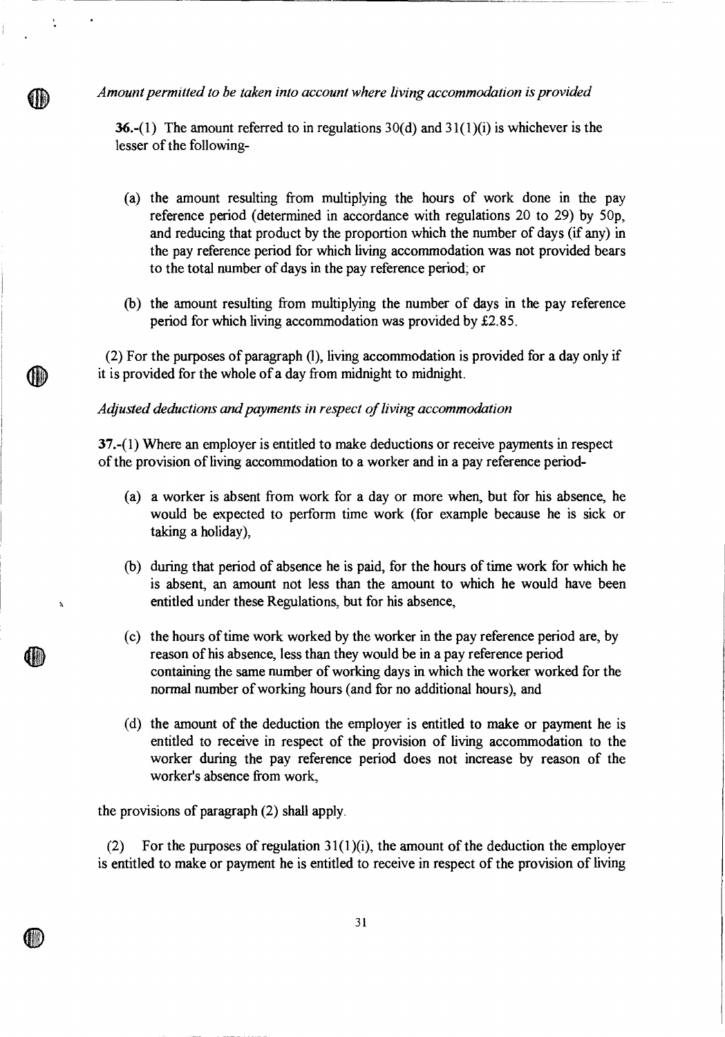*Amount permitted to be taken into account where living accommodation is provided*

**36.**-(1) The amount referred to in regulations 30(d) and 31(1)(i) is whichever is the lesser of the following-

(a) the amount resulting from multiplying the hours of work done in the pay reference period (determined in accordance with regulations 20 to 29) by 50p, and reducing that product by the proportion which the number of days (if any) in the pay reference period for which living accommodation was not provided bears to the total number of days in the pay reference period; or

(b) the amount resulting from multiplying the number of days in the pay reference period for which living accommodation was provided by £2.85.

(2) For the purposes of paragraph (1), living accommodation is provided for a day only if it is provided for the whole of a day from midnight to midnight.

*Adjusted deductions and payments in respect of living accommodation*

**37.**-(1) Where an employer is entitled to make deductions or receive payments in respect of the provision of living accommodation to a worker and in a pay reference period-

(a) a worker is absent from work for a day or more when, but for his absence, he would be expected to perform time work (for example because he is sick or taking a holiday),

(b) during that period of absence he is paid, for the hours of time work for which he is absent, an amount not less than the amount to which he would have been entitled under these Regulations, but for his absence,

(c) the hours of time work worked by the worker in the pay reference period are, by reason of his absence, less than they would be in a pay reference period containing the same number of working days in which the worker worked for the normal number of working hours (and for no additional hours), and

(d) the amount of the deduction the employer is entitled to make or payment he is entitled to receive in respect of the provision of living accommodation to the worker during the pay reference period does not increase by reason of the worker's absence from work,

the provisions of paragraph (2) shall apply.

(2) For the purposes of regulation 31(1)(i), the amount of the deduction the employer is entitled to make or payment he is entitled to receive in respect of the provision of living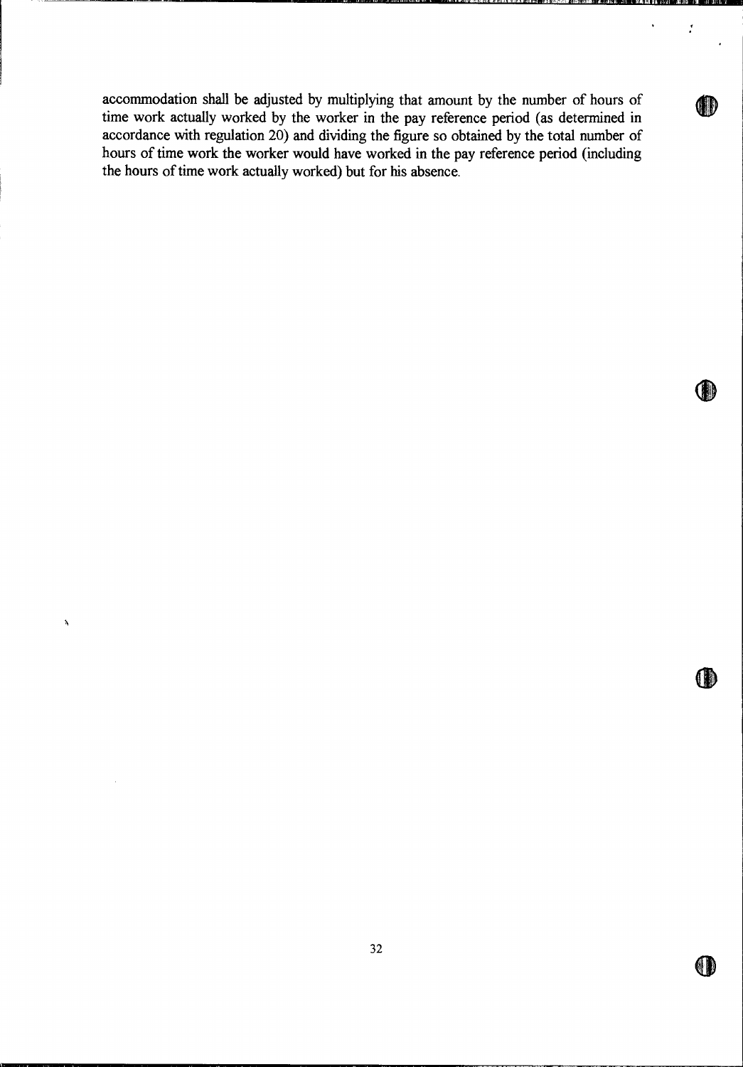accommodation shall be adjusted by multiplying that amount by the number of hours of time work actually worked by the worker in the pay reference period (as determined in accordance with regulation 20) and dividing the figure so obtained by the total number of hours of time work the worker would have worked in the pay reference period (including the hours of time work actually worked) but for his absence.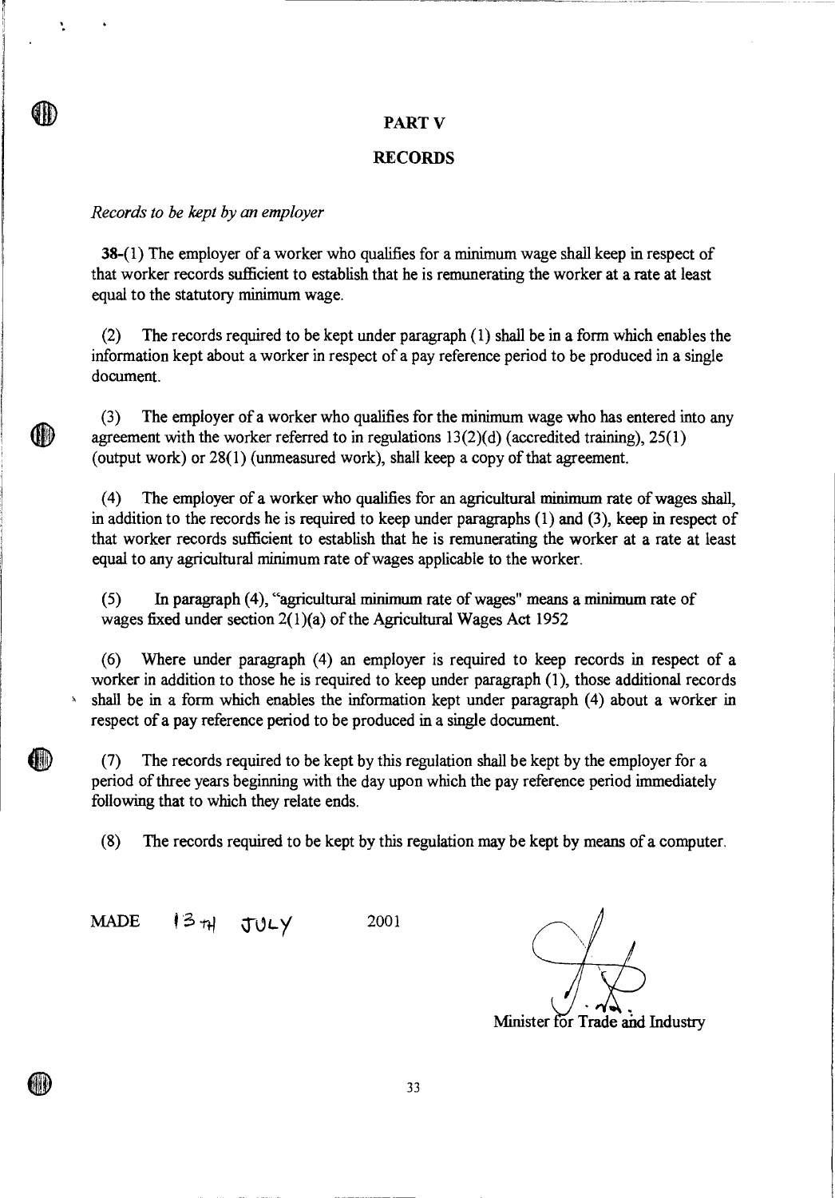## PART V

## RECORDS

*Records to be kept by an employer*

**38-**(1) The employer of a worker who qualifies for a minimum wage shall keep in respect of that worker records sufficient to establish that he is remunerating the worker at a rate at least equal to the statutory minimum wage.

(2) The records required to be kept under paragraph (1) shall be in a form which enables the information kept about a worker in respect of a pay reference period to be produced in a single document.

(3) The employer of a worker who qualifies for the minimum wage who has entered into any agreement with the worker referred to in regulations 13(2)(d) (accredited training), 25(1) (output work) or 28(1) (unmeasured work), shall keep a copy of that agreement.

(4) The employer of a worker who qualifies for an agricultural minimum rate of wages shall, in addition to the records he is required to keep under paragraphs (1) and (3), keep in respect of that worker records sufficient to establish that he is remunerating the worker at a rate at least equal to any agricultural minimum rate of wages applicable to the worker.

(5) In paragraph (4), "agricultural minimum rate of wages" means a minimum rate of wages fixed under section 2(1)(a) of the Agricultural Wages Act 1952

(6) Where under paragraph (4) an employer is required to keep records in respect of a worker in addition to those he is required to keep under paragraph (1), those additional records shall be in a form which enables the information kept under paragraph (4) about a worker in respect of a pay reference period to be produced in a single document.

(7) The records required to be kept by this regulation shall be kept by the employer for a period of three years beginning with the day upon which the pay reference period immediately following that to which they relate ends.

(8) The records required to be kept by this regulation may be kept by means of a computer.

MADE 13TH JULY 2001

Minister for Trade and Industry